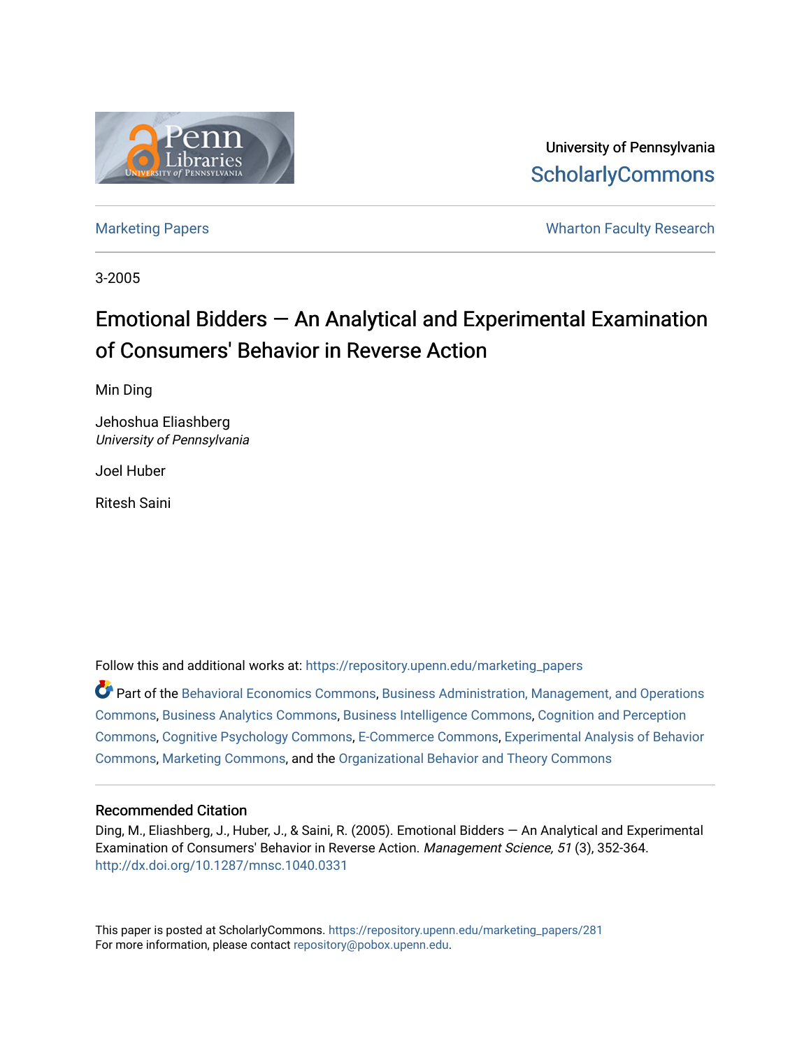University of Pennsylvania
ScholarlyCommons

Marketing Papers — Wharton Faculty Research

3-2005

# Emotional Bidders — An Analytical and Experimental Examination of Consumers' Behavior in Reverse Action

Min Ding

Jehoshua Eliashberg
*University of Pennsylvania*

Joel Huber

Ritesh Saini

Follow this and additional works at: https://repository.upenn.edu/marketing_papers

Part of the Behavioral Economics Commons, Business Administration, Management, and Operations Commons, Business Analytics Commons, Business Intelligence Commons, Cognition and Perception Commons, Cognitive Psychology Commons, E-Commerce Commons, Experimental Analysis of Behavior Commons, Marketing Commons, and the Organizational Behavior and Theory Commons

### Recommended Citation

Ding, M., Eliashberg, J., Huber, J., & Saini, R. (2005). Emotional Bidders — An Analytical and Experimental Examination of Consumers' Behavior in Reverse Action. *Management Science, 51* (3), 352-364. http://dx.doi.org/10.1287/mnsc.1040.0331

This paper is posted at ScholarlyCommons. https://repository.upenn.edu/marketing_papers/281
For more information, please contact repository@pobox.upenn.edu.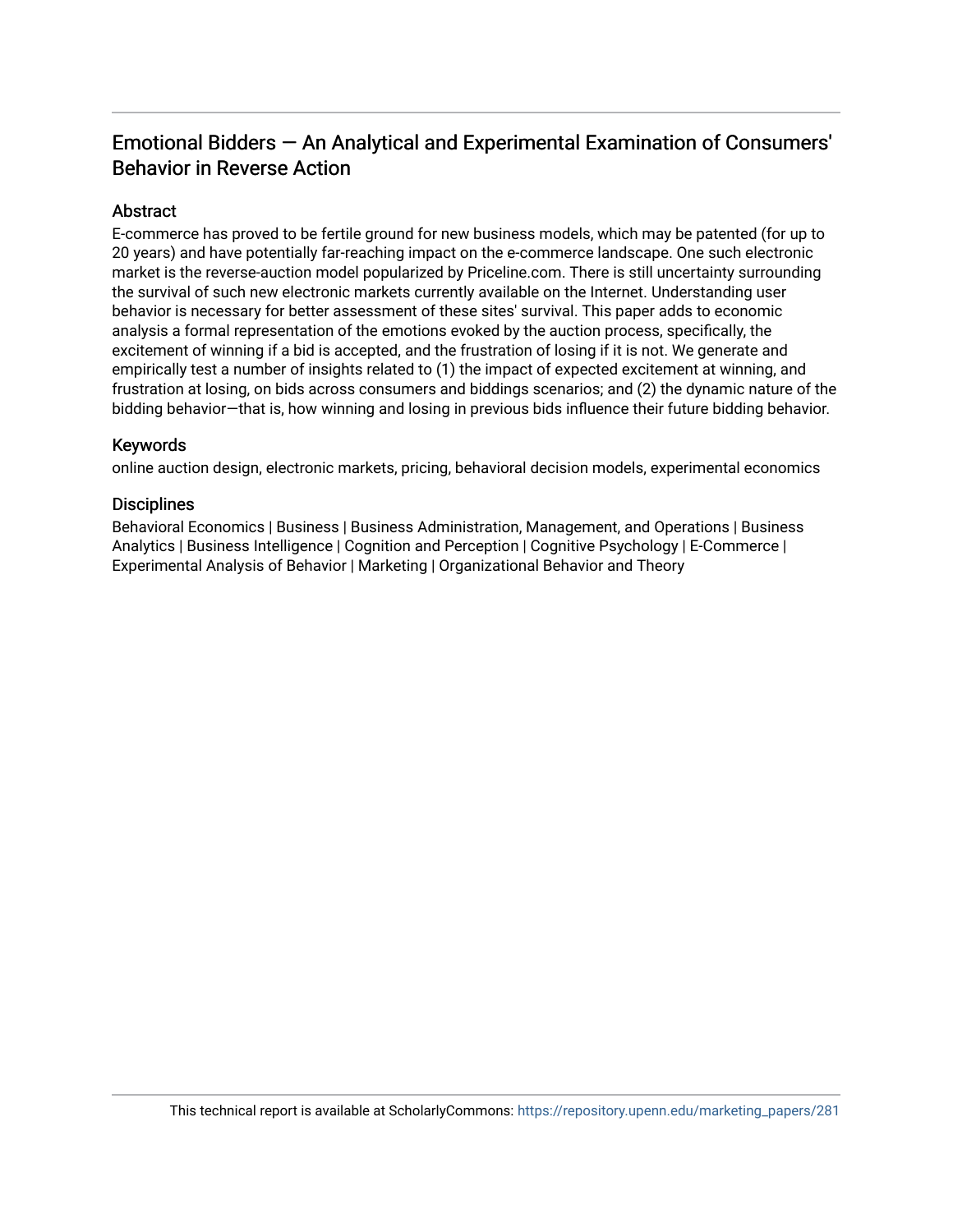# Emotional Bidders — An Analytical and Experimental Examination of Consumers' Behavior in Reverse Action

## Abstract

E-commerce has proved to be fertile ground for new business models, which may be patented (for up to 20 years) and have potentially far-reaching impact on the e-commerce landscape. One such electronic market is the reverse-auction model popularized by Priceline.com. There is still uncertainty surrounding the survival of such new electronic markets currently available on the Internet. Understanding user behavior is necessary for better assessment of these sites' survival. This paper adds to economic analysis a formal representation of the emotions evoked by the auction process, specifically, the excitement of winning if a bid is accepted, and the frustration of losing if it is not. We generate and empirically test a number of insights related to (1) the impact of expected excitement at winning, and frustration at losing, on bids across consumers and biddings scenarios; and (2) the dynamic nature of the bidding behavior—that is, how winning and losing in previous bids influence their future bidding behavior.

## Keywords

online auction design, electronic markets, pricing, behavioral decision models, experimental economics

## Disciplines

Behavioral Economics | Business | Business Administration, Management, and Operations | Business Analytics | Business Intelligence | Cognition and Perception | Cognitive Psychology | E-Commerce | Experimental Analysis of Behavior | Marketing | Organizational Behavior and Theory

This technical report is available at ScholarlyCommons: https://repository.upenn.edu/marketing_papers/281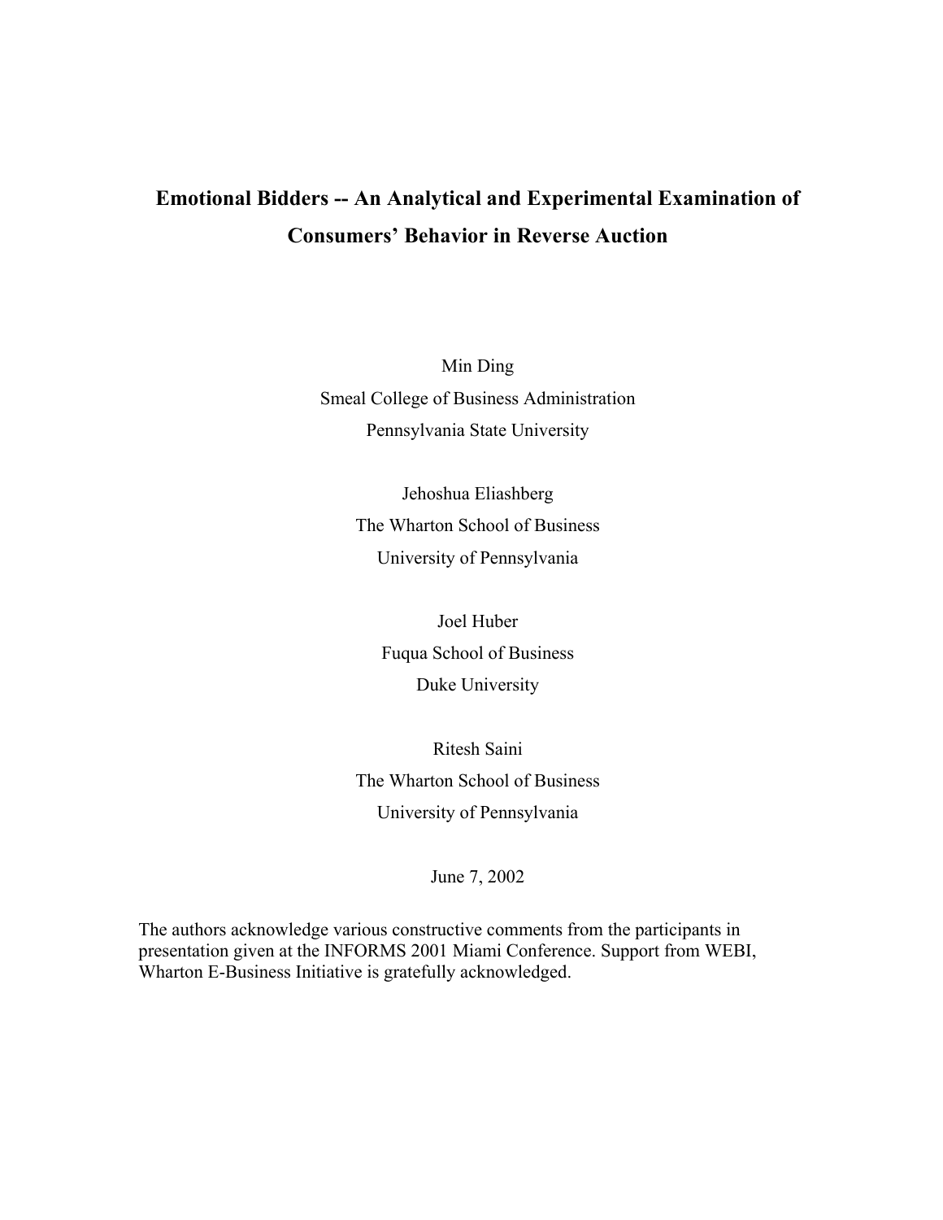# Emotional Bidders -- An Analytical and Experimental Examination of Consumers' Behavior in Reverse Auction

Min Ding
Smeal College of Business Administration
Pennsylvania State University

Jehoshua Eliashberg
The Wharton School of Business
University of Pennsylvania

Joel Huber
Fuqua School of Business
Duke University

Ritesh Saini
The Wharton School of Business
University of Pennsylvania

June 7, 2002

The authors acknowledge various constructive comments from the participants in presentation given at the INFORMS 2001 Miami Conference. Support from WEBI, Wharton E-Business Initiative is gratefully acknowledged.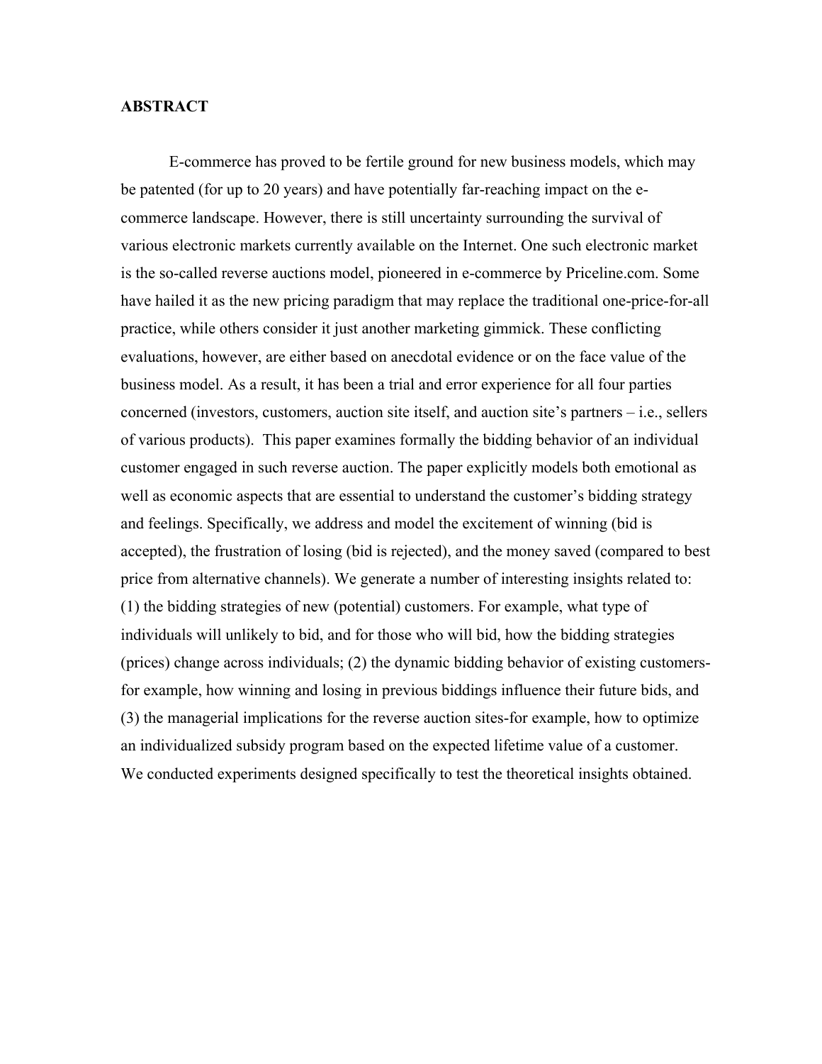## ABSTRACT

E-commerce has proved to be fertile ground for new business models, which may be patented (for up to 20 years) and have potentially far-reaching impact on the e-commerce landscape. However, there is still uncertainty surrounding the survival of various electronic markets currently available on the Internet. One such electronic market is the so-called reverse auctions model, pioneered in e-commerce by Priceline.com. Some have hailed it as the new pricing paradigm that may replace the traditional one-price-for-all practice, while others consider it just another marketing gimmick. These conflicting evaluations, however, are either based on anecdotal evidence or on the face value of the business model. As a result, it has been a trial and error experience for all four parties concerned (investors, customers, auction site itself, and auction site's partners – i.e., sellers of various products). This paper examines formally the bidding behavior of an individual customer engaged in such reverse auction. The paper explicitly models both emotional as well as economic aspects that are essential to understand the customer's bidding strategy and feelings. Specifically, we address and model the excitement of winning (bid is accepted), the frustration of losing (bid is rejected), and the money saved (compared to best price from alternative channels). We generate a number of interesting insights related to: (1) the bidding strategies of new (potential) customers. For example, what type of individuals will unlikely to bid, and for those who will bid, how the bidding strategies (prices) change across individuals; (2) the dynamic bidding behavior of existing customers-for example, how winning and losing in previous biddings influence their future bids, and (3) the managerial implications for the reverse auction sites-for example, how to optimize an individualized subsidy program based on the expected lifetime value of a customer. We conducted experiments designed specifically to test the theoretical insights obtained.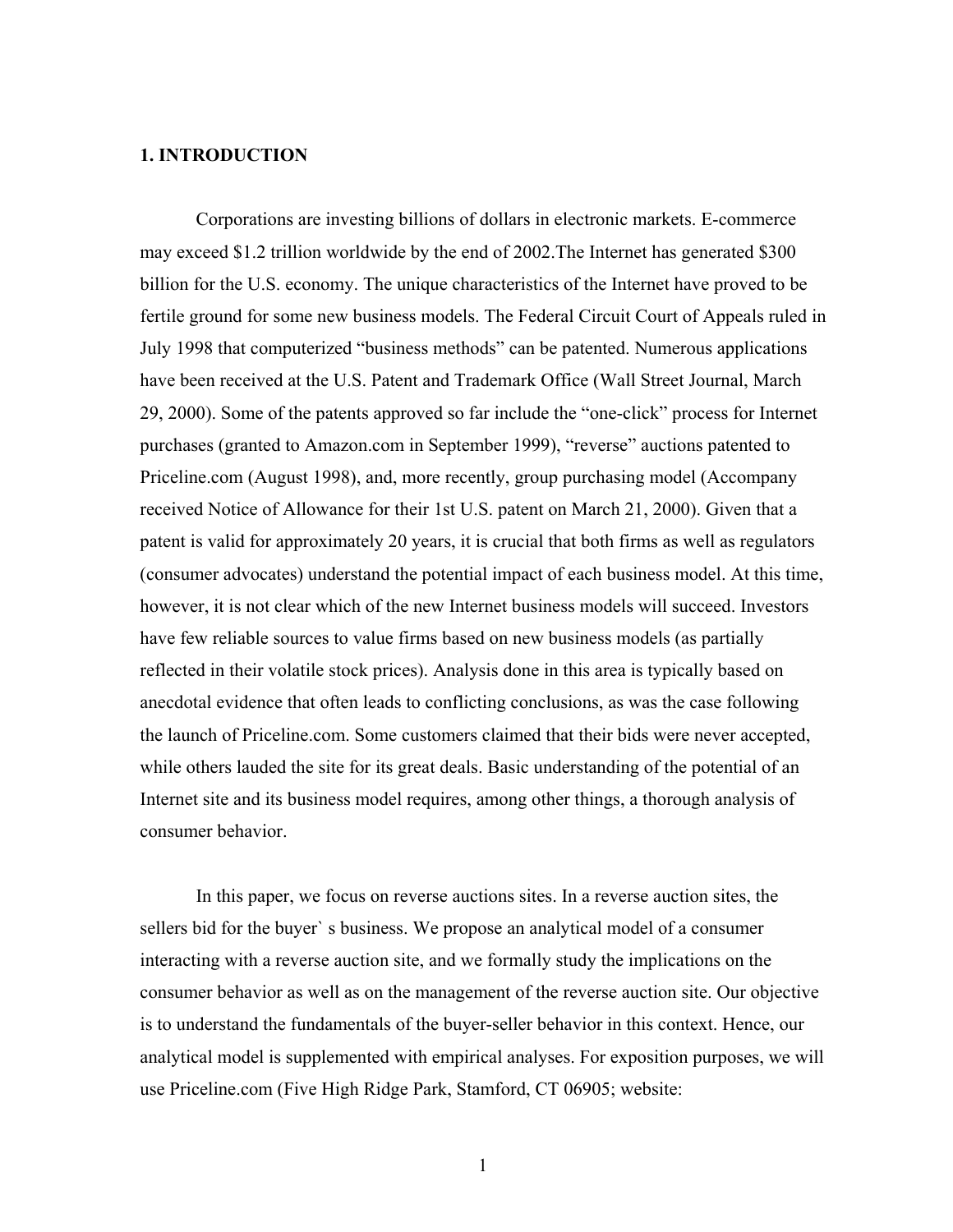## 1. INTRODUCTION

Corporations are investing billions of dollars in electronic markets. E-commerce may exceed $1.2 trillion worldwide by the end of 2002.The Internet has generated $300 billion for the U.S. economy. The unique characteristics of the Internet have proved to be fertile ground for some new business models. The Federal Circuit Court of Appeals ruled in July 1998 that computerized "business methods" can be patented. Numerous applications have been received at the U.S. Patent and Trademark Office (Wall Street Journal, March 29, 2000). Some of the patents approved so far include the "one-click" process for Internet purchases (granted to Amazon.com in September 1999), "reverse" auctions patented to Priceline.com (August 1998), and, more recently, group purchasing model (Accompany received Notice of Allowance for their 1st U.S. patent on March 21, 2000). Given that a patent is valid for approximately 20 years, it is crucial that both firms as well as regulators (consumer advocates) understand the potential impact of each business model. At this time, however, it is not clear which of the new Internet business models will succeed. Investors have few reliable sources to value firms based on new business models (as partially reflected in their volatile stock prices). Analysis done in this area is typically based on anecdotal evidence that often leads to conflicting conclusions, as was the case following the launch of Priceline.com. Some customers claimed that their bids were never accepted, while others lauded the site for its great deals. Basic understanding of the potential of an Internet site and its business model requires, among other things, a thorough analysis of consumer behavior.

In this paper, we focus on reverse auctions sites. In a reverse auction sites, the sellers bid for the buyer` s business. We propose an analytical model of a consumer interacting with a reverse auction site, and we formally study the implications on the consumer behavior as well as on the management of the reverse auction site. Our objective is to understand the fundamentals of the buyer-seller behavior in this context. Hence, our analytical model is supplemented with empirical analyses. For exposition purposes, we will use Priceline.com (Five High Ridge Park, Stamford, CT 06905; website: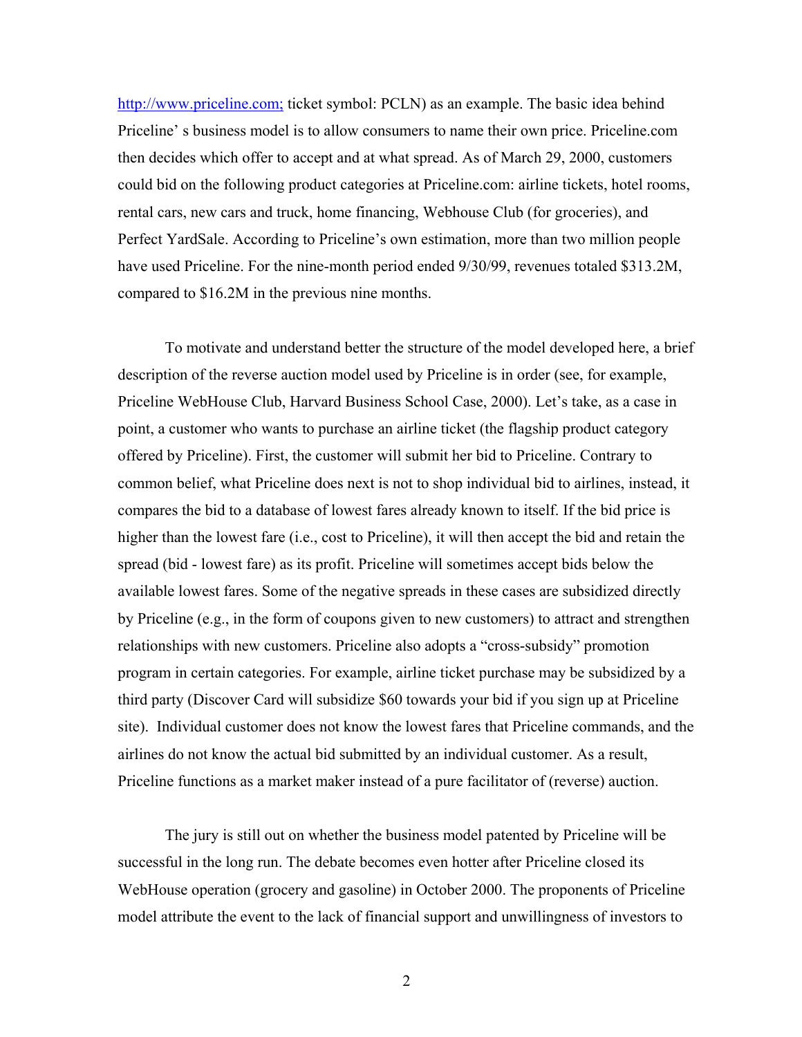http://www.priceline.com; ticket symbol: PCLN) as an example. The basic idea behind Priceline' s business model is to allow consumers to name their own price. Priceline.com then decides which offer to accept and at what spread. As of March 29, 2000, customers could bid on the following product categories at Priceline.com: airline tickets, hotel rooms, rental cars, new cars and truck, home financing, Webhouse Club (for groceries), and Perfect YardSale. According to Priceline's own estimation, more than two million people have used Priceline. For the nine-month period ended 9/30/99, revenues totaled $313.2M, compared to $16.2M in the previous nine months.

To motivate and understand better the structure of the model developed here, a brief description of the reverse auction model used by Priceline is in order (see, for example, Priceline WebHouse Club, Harvard Business School Case, 2000). Let's take, as a case in point, a customer who wants to purchase an airline ticket (the flagship product category offered by Priceline). First, the customer will submit her bid to Priceline. Contrary to common belief, what Priceline does next is not to shop individual bid to airlines, instead, it compares the bid to a database of lowest fares already known to itself. If the bid price is higher than the lowest fare (i.e., cost to Priceline), it will then accept the bid and retain the spread (bid - lowest fare) as its profit. Priceline will sometimes accept bids below the available lowest fares. Some of the negative spreads in these cases are subsidized directly by Priceline (e.g., in the form of coupons given to new customers) to attract and strengthen relationships with new customers. Priceline also adopts a "cross-subsidy" promotion program in certain categories. For example, airline ticket purchase may be subsidized by a third party (Discover Card will subsidize $60 towards your bid if you sign up at Priceline site). Individual customer does not know the lowest fares that Priceline commands, and the airlines do not know the actual bid submitted by an individual customer. As a result, Priceline functions as a market maker instead of a pure facilitator of (reverse) auction.

The jury is still out on whether the business model patented by Priceline will be successful in the long run. The debate becomes even hotter after Priceline closed its WebHouse operation (grocery and gasoline) in October 2000. The proponents of Priceline model attribute the event to the lack of financial support and unwillingness of investors to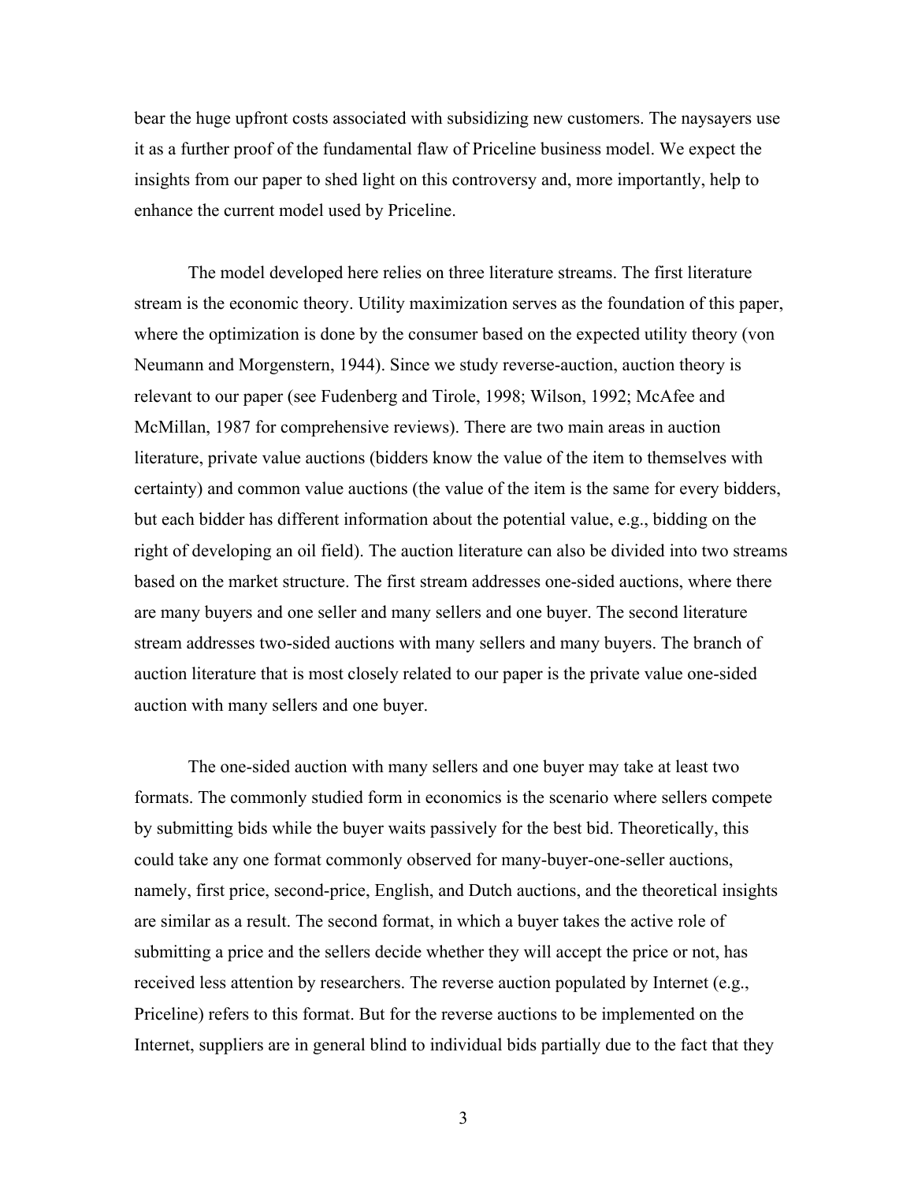bear the huge upfront costs associated with subsidizing new customers. The naysayers use it as a further proof of the fundamental flaw of Priceline business model. We expect the insights from our paper to shed light on this controversy and, more importantly, help to enhance the current model used by Priceline.

The model developed here relies on three literature streams. The first literature stream is the economic theory. Utility maximization serves as the foundation of this paper, where the optimization is done by the consumer based on the expected utility theory (von Neumann and Morgenstern, 1944). Since we study reverse-auction, auction theory is relevant to our paper (see Fudenberg and Tirole, 1998; Wilson, 1992; McAfee and McMillan, 1987 for comprehensive reviews). There are two main areas in auction literature, private value auctions (bidders know the value of the item to themselves with certainty) and common value auctions (the value of the item is the same for every bidders, but each bidder has different information about the potential value, e.g., bidding on the right of developing an oil field). The auction literature can also be divided into two streams based on the market structure. The first stream addresses one-sided auctions, where there are many buyers and one seller and many sellers and one buyer. The second literature stream addresses two-sided auctions with many sellers and many buyers. The branch of auction literature that is most closely related to our paper is the private value one-sided auction with many sellers and one buyer.

The one-sided auction with many sellers and one buyer may take at least two formats. The commonly studied form in economics is the scenario where sellers compete by submitting bids while the buyer waits passively for the best bid. Theoretically, this could take any one format commonly observed for many-buyer-one-seller auctions, namely, first price, second-price, English, and Dutch auctions, and the theoretical insights are similar as a result. The second format, in which a buyer takes the active role of submitting a price and the sellers decide whether they will accept the price or not, has received less attention by researchers. The reverse auction populated by Internet (e.g., Priceline) refers to this format. But for the reverse auctions to be implemented on the Internet, suppliers are in general blind to individual bids partially due to the fact that they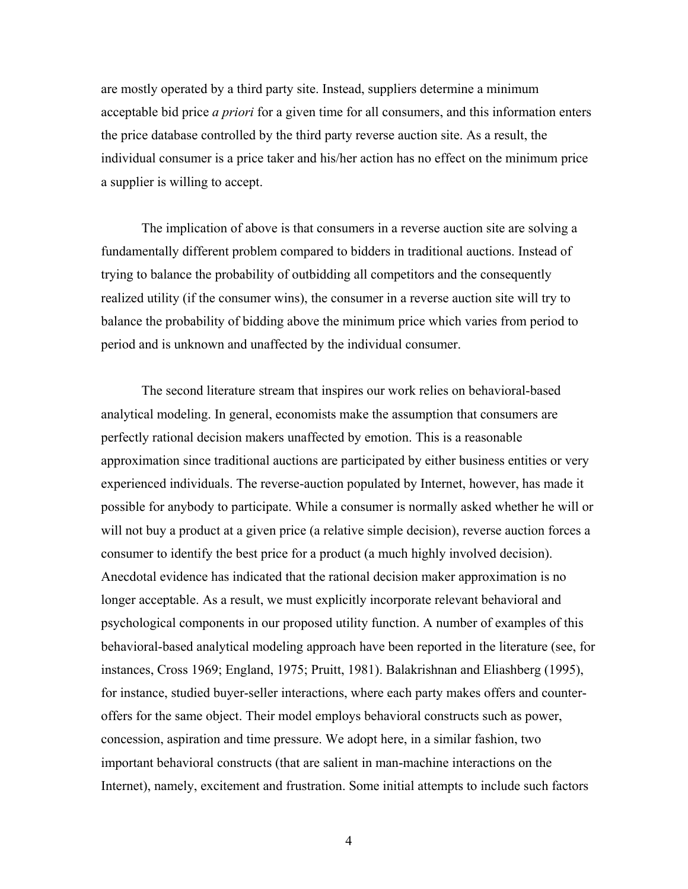are mostly operated by a third party site. Instead, suppliers determine a minimum acceptable bid price *a priori* for a given time for all consumers, and this information enters the price database controlled by the third party reverse auction site. As a result, the individual consumer is a price taker and his/her action has no effect on the minimum price a supplier is willing to accept.

The implication of above is that consumers in a reverse auction site are solving a fundamentally different problem compared to bidders in traditional auctions. Instead of trying to balance the probability of outbidding all competitors and the consequently realized utility (if the consumer wins), the consumer in a reverse auction site will try to balance the probability of bidding above the minimum price which varies from period to period and is unknown and unaffected by the individual consumer.

The second literature stream that inspires our work relies on behavioral-based analytical modeling. In general, economists make the assumption that consumers are perfectly rational decision makers unaffected by emotion. This is a reasonable approximation since traditional auctions are participated by either business entities or very experienced individuals. The reverse-auction populated by Internet, however, has made it possible for anybody to participate. While a consumer is normally asked whether he will or will not buy a product at a given price (a relative simple decision), reverse auction forces a consumer to identify the best price for a product (a much highly involved decision). Anecdotal evidence has indicated that the rational decision maker approximation is no longer acceptable. As a result, we must explicitly incorporate relevant behavioral and psychological components in our proposed utility function. A number of examples of this behavioral-based analytical modeling approach have been reported in the literature (see, for instances, Cross 1969; England, 1975; Pruitt, 1981). Balakrishnan and Eliashberg (1995), for instance, studied buyer-seller interactions, where each party makes offers and counter-offers for the same object. Their model employs behavioral constructs such as power, concession, aspiration and time pressure. We adopt here, in a similar fashion, two important behavioral constructs (that are salient in man-machine interactions on the Internet), namely, excitement and frustration. Some initial attempts to include such factors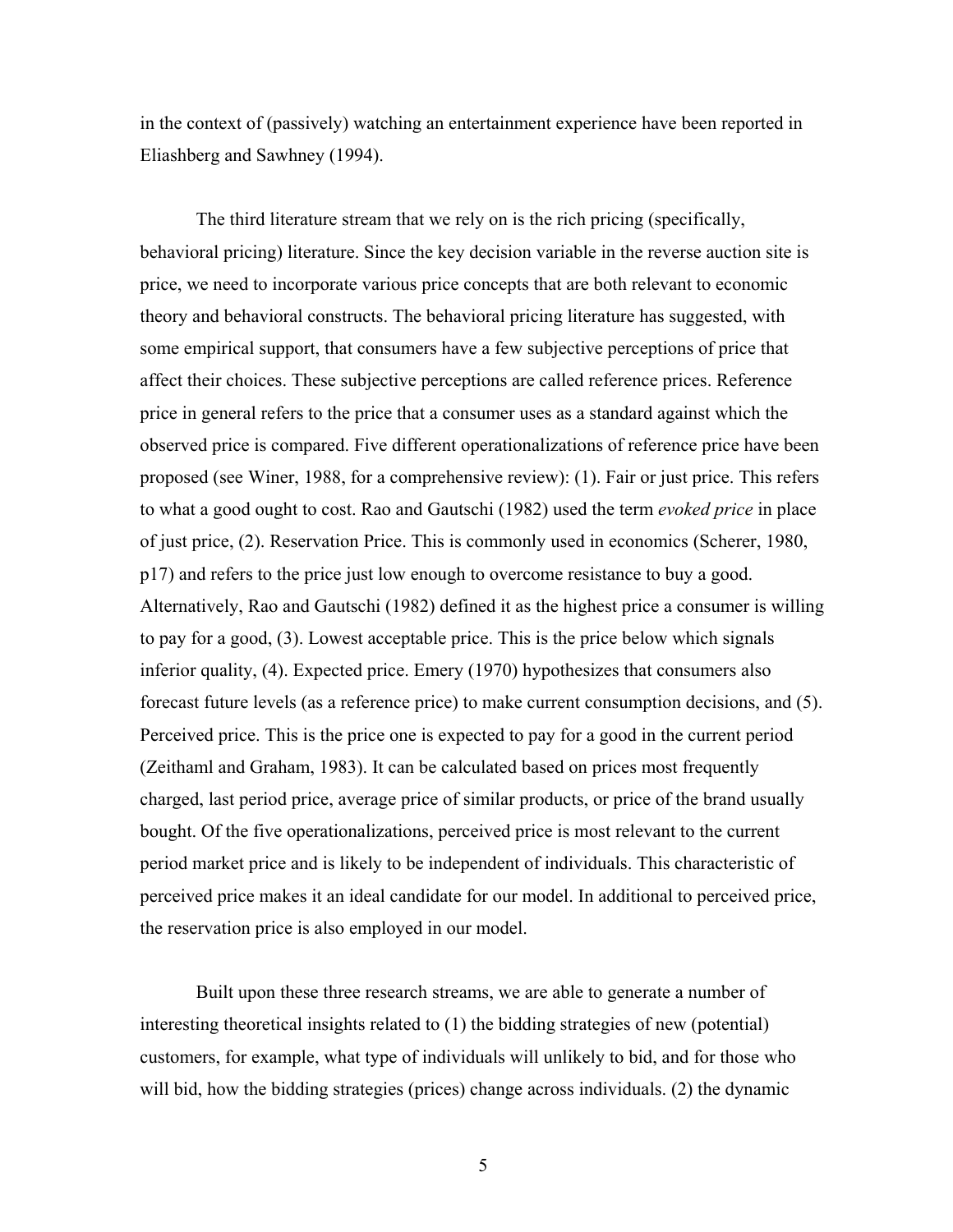in the context of (passively) watching an entertainment experience have been reported in Eliashberg and Sawhney (1994).

The third literature stream that we rely on is the rich pricing (specifically, behavioral pricing) literature. Since the key decision variable in the reverse auction site is price, we need to incorporate various price concepts that are both relevant to economic theory and behavioral constructs. The behavioral pricing literature has suggested, with some empirical support, that consumers have a few subjective perceptions of price that affect their choices. These subjective perceptions are called reference prices. Reference price in general refers to the price that a consumer uses as a standard against which the observed price is compared. Five different operationalizations of reference price have been proposed (see Winer, 1988, for a comprehensive review): (1). Fair or just price. This refers to what a good ought to cost. Rao and Gautschi (1982) used the term *evoked price* in place of just price, (2). Reservation Price. This is commonly used in economics (Scherer, 1980, p17) and refers to the price just low enough to overcome resistance to buy a good. Alternatively, Rao and Gautschi (1982) defined it as the highest price a consumer is willing to pay for a good, (3). Lowest acceptable price. This is the price below which signals inferior quality, (4). Expected price. Emery (1970) hypothesizes that consumers also forecast future levels (as a reference price) to make current consumption decisions, and (5). Perceived price. This is the price one is expected to pay for a good in the current period (Zeithaml and Graham, 1983). It can be calculated based on prices most frequently charged, last period price, average price of similar products, or price of the brand usually bought. Of the five operationalizations, perceived price is most relevant to the current period market price and is likely to be independent of individuals. This characteristic of perceived price makes it an ideal candidate for our model. In additional to perceived price, the reservation price is also employed in our model.

Built upon these three research streams, we are able to generate a number of interesting theoretical insights related to (1) the bidding strategies of new (potential) customers, for example, what type of individuals will unlikely to bid, and for those who will bid, how the bidding strategies (prices) change across individuals. (2) the dynamic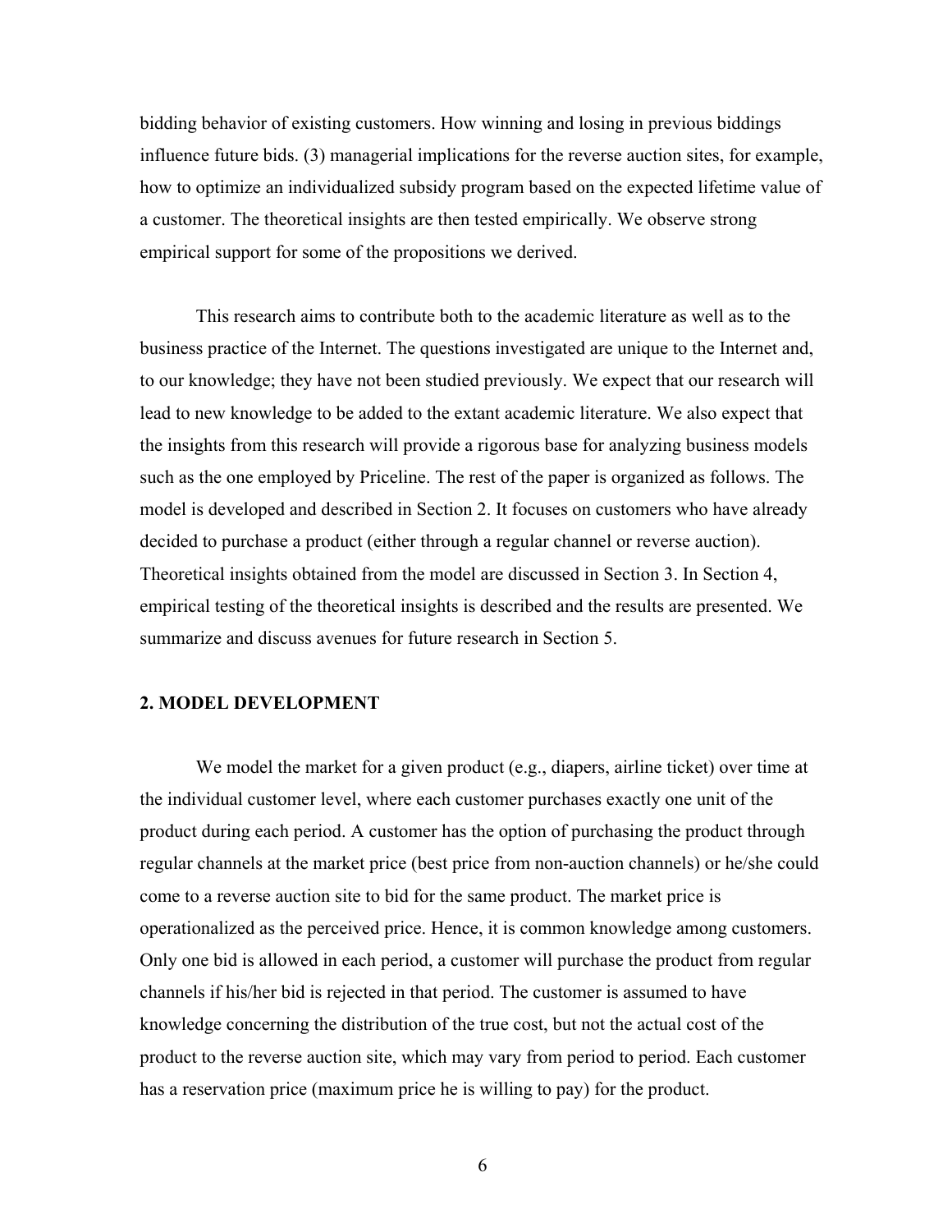bidding behavior of existing customers. How winning and losing in previous biddings influence future bids. (3) managerial implications for the reverse auction sites, for example, how to optimize an individualized subsidy program based on the expected lifetime value of a customer. The theoretical insights are then tested empirically. We observe strong empirical support for some of the propositions we derived.

This research aims to contribute both to the academic literature as well as to the business practice of the Internet. The questions investigated are unique to the Internet and, to our knowledge; they have not been studied previously. We expect that our research will lead to new knowledge to be added to the extant academic literature. We also expect that the insights from this research will provide a rigorous base for analyzing business models such as the one employed by Priceline. The rest of the paper is organized as follows. The model is developed and described in Section 2. It focuses on customers who have already decided to purchase a product (either through a regular channel or reverse auction). Theoretical insights obtained from the model are discussed in Section 3. In Section 4, empirical testing of the theoretical insights is described and the results are presented. We summarize and discuss avenues for future research in Section 5.

## 2. MODEL DEVELOPMENT

We model the market for a given product (e.g., diapers, airline ticket) over time at the individual customer level, where each customer purchases exactly one unit of the product during each period. A customer has the option of purchasing the product through regular channels at the market price (best price from non-auction channels) or he/she could come to a reverse auction site to bid for the same product. The market price is operationalized as the perceived price. Hence, it is common knowledge among customers. Only one bid is allowed in each period, a customer will purchase the product from regular channels if his/her bid is rejected in that period. The customer is assumed to have knowledge concerning the distribution of the true cost, but not the actual cost of the product to the reverse auction site, which may vary from period to period. Each customer has a reservation price (maximum price he is willing to pay) for the product.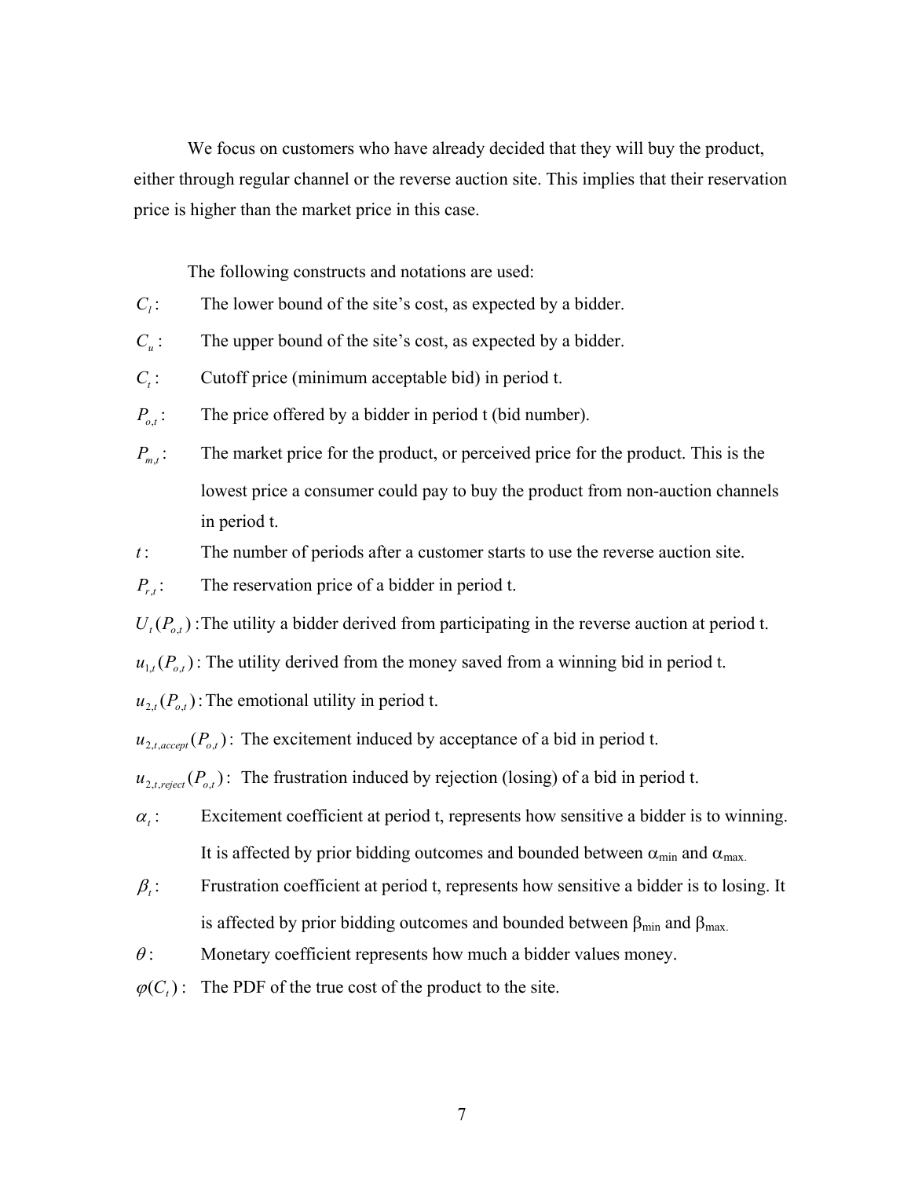We focus on customers who have already decided that they will buy the product, either through regular channel or the reverse auction site. This implies that their reservation price is higher than the market price in this case.

The following constructs and notations are used:

$C_l$: The lower bound of the site's cost, as expected by a bidder.

$C_u$: The upper bound of the site's cost, as expected by a bidder.

$C_t$: Cutoff price (minimum acceptable bid) in period t.

$P_{o,t}$: The price offered by a bidder in period t (bid number).

$P_{m,t}$: The market price for the product, or perceived price for the product. This is the lowest price a consumer could pay to buy the product from non-auction channels in period t.

$t$: The number of periods after a customer starts to use the reverse auction site.

$P_{r,t}$: The reservation price of a bidder in period t.

$U_t(P_{o,t})$: The utility a bidder derived from participating in the reverse auction at period t.

$u_{1,t}(P_{o,t})$: The utility derived from the money saved from a winning bid in period t.

$u_{2,t}(P_{o,t})$: The emotional utility in period t.

$u_{2,t,accept}(P_{o,t})$: The excitement induced by acceptance of a bid in period t.

$u_{2,t,reject}(P_{o,t})$: The frustration induced by rejection (losing) of a bid in period t.

$\alpha_t$: Excitement coefficient at period t, represents how sensitive a bidder is to winning. It is affected by prior bidding outcomes and bounded between $\alpha_{min}$ and $\alpha_{max}$.

$\beta_t$: Frustration coefficient at period t, represents how sensitive a bidder is to losing. It is affected by prior bidding outcomes and bounded between $\beta_{min}$ and $\beta_{max}$.

$\theta$: Monetary coefficient represents how much a bidder values money.

$\varphi(C_t)$: The PDF of the true cost of the product to the site.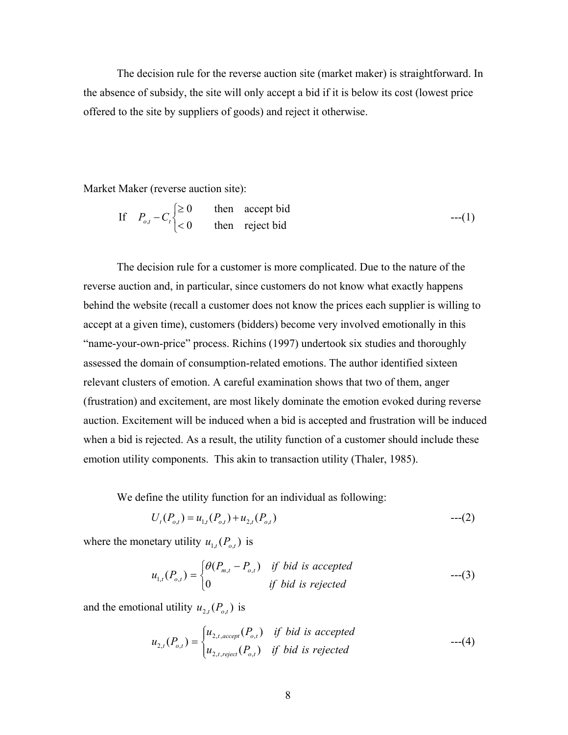The decision rule for the reverse auction site (market maker) is straightforward. In the absence of subsidy, the site will only accept a bid if it is below its cost (lowest price offered to the site by suppliers of goods) and reject it otherwise.

Market Maker (reverse auction site):

$$\text{If} \quad P_{o,t} - C_t \begin{cases} \geq 0 & \text{then} \quad \text{accept bid} \\ < 0 & \text{then} \quad \text{reject bid} \end{cases} \qquad \text{---(1)}$$

The decision rule for a customer is more complicated. Due to the nature of the reverse auction and, in particular, since customers do not know what exactly happens behind the website (recall a customer does not know the prices each supplier is willing to accept at a given time), customers (bidders) become very involved emotionally in this "name-your-own-price" process. Richins (1997) undertook six studies and thoroughly assessed the domain of consumption-related emotions. The author identified sixteen relevant clusters of emotion. A careful examination shows that two of them, anger (frustration) and excitement, are most likely dominate the emotion evoked during reverse auction. Excitement will be induced when a bid is accepted and frustration will be induced when a bid is rejected. As a result, the utility function of a customer should include these emotion utility components. This akin to transaction utility (Thaler, 1985).

We define the utility function for an individual as following:

$$U_t(P_{o,t}) = u_{1,t}(P_{o,t}) + u_{2,t}(P_{o,t}) \qquad \text{---(2)}$$

where the monetary utility $u_{1,t}(P_{o,t})$ is

$$u_{1,t}(P_{o,t}) = \begin{cases} \theta(P_{m,t} - P_{o,t}) & \textit{if bid is accepted} \\ 0 & \textit{if bid is rejected} \end{cases} \qquad \text{---(3)}$$

and the emotional utility $u_{2,t}(P_{o,t})$ is

$$u_{2,t}(P_{o,t}) = \begin{cases} u_{2,t,accept}(P_{o,t}) & \textit{if bid is accepted} \\ u_{2,t,reject}(P_{o,t}) & \textit{if bid is rejected} \end{cases} \qquad \text{---(4)}$$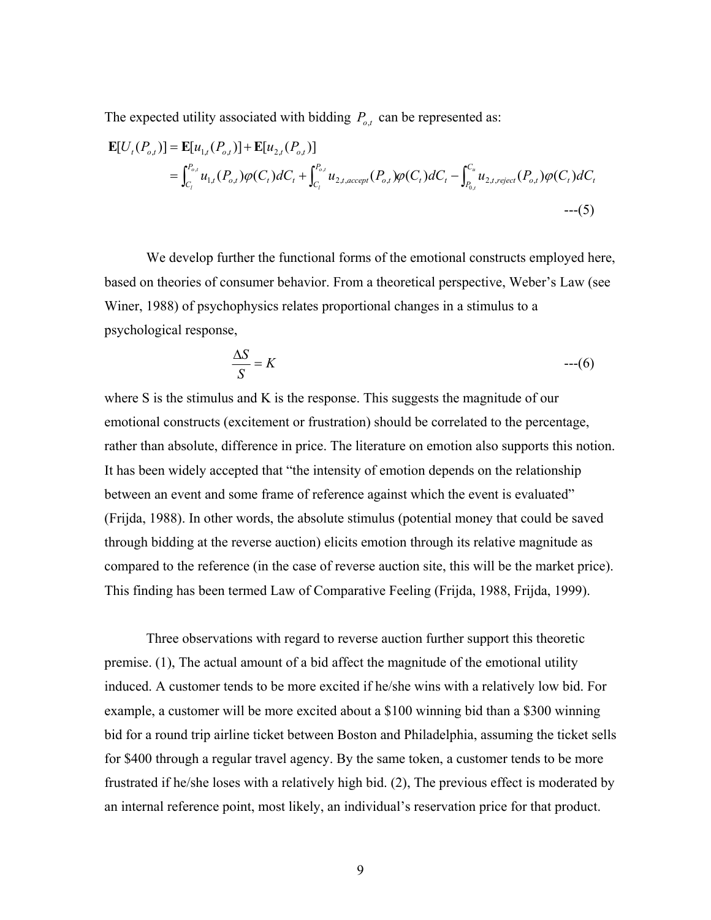The expected utility associated with bidding $P_{o,t}$ can be represented as:

$$
\begin{aligned}
\mathbf{E}[U_t(P_{o,t})] &= \mathbf{E}[u_{1,t}(P_{o,t})] + \mathbf{E}[u_{2,t}(P_{o,t})] \\
&= \int_{C_l}^{P_{o,t}} u_{1,t}(P_{o,t})\varphi(C_t)dC_t + \int_{C_l}^{P_{o,t}} u_{2,t,accept}(P_{o,t})\varphi(C_t)dC_t - \int_{P_{0,t}}^{C_u} u_{2,t,reject}(P_{o,t})\varphi(C_t)dC_t
\end{aligned}
\qquad \text{---(5)}
$$

We develop further the functional forms of the emotional constructs employed here, based on theories of consumer behavior. From a theoretical perspective, Weber's Law (see Winer, 1988) of psychophysics relates proportional changes in a stimulus to a psychological response,

$$
\frac{\Delta S}{S} = K \qquad \text{---(6)}
$$

where S is the stimulus and K is the response. This suggests the magnitude of our emotional constructs (excitement or frustration) should be correlated to the percentage, rather than absolute, difference in price. The literature on emotion also supports this notion. It has been widely accepted that "the intensity of emotion depends on the relationship between an event and some frame of reference against which the event is evaluated" (Frijda, 1988). In other words, the absolute stimulus (potential money that could be saved through bidding at the reverse auction) elicits emotion through its relative magnitude as compared to the reference (in the case of reverse auction site, this will be the market price). This finding has been termed Law of Comparative Feeling (Frijda, 1988, Frijda, 1999).

Three observations with regard to reverse auction further support this theoretic premise. (1), The actual amount of a bid affect the magnitude of the emotional utility induced. A customer tends to be more excited if he/she wins with a relatively low bid. For example, a customer will be more excited about a $100 winning bid than a $300 winning bid for a round trip airline ticket between Boston and Philadelphia, assuming the ticket sells for $400 through a regular travel agency. By the same token, a customer tends to be more frustrated if he/she loses with a relatively high bid. (2), The previous effect is moderated by an internal reference point, most likely, an individual's reservation price for that product.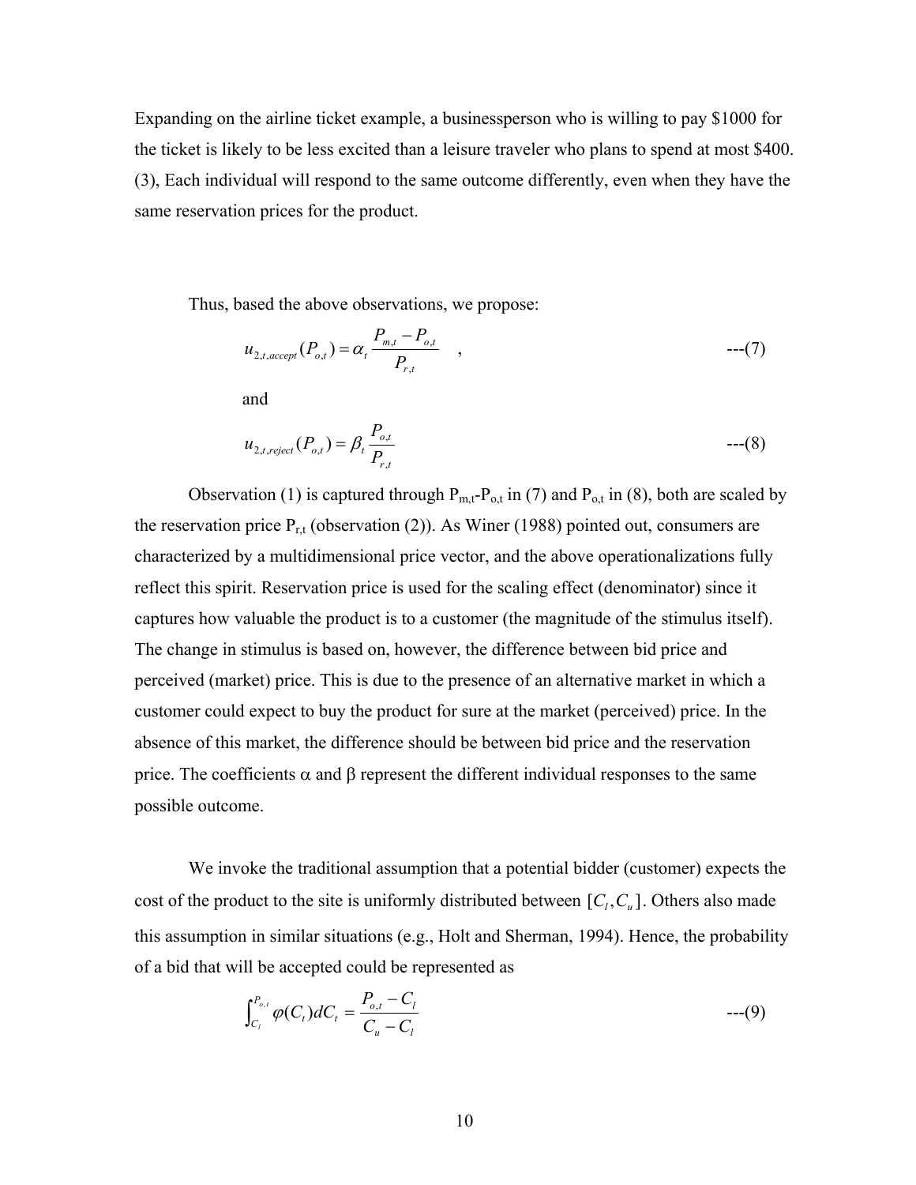Expanding on the airline ticket example, a businessperson who is willing to pay $1000 for the ticket is likely to be less excited than a leisure traveler who plans to spend at most $400. (3), Each individual will respond to the same outcome differently, even when they have the same reservation prices for the product.

Thus, based the above observations, we propose:

$$u_{2,t,accept}(P_{o,t}) = \alpha_t \frac{P_{m,t} - P_{o,t}}{P_{r,t}} \quad , \qquad \text{---(7)}$$

and

$$u_{2,t,reject}(P_{o,t}) = \beta_t \frac{P_{o,t}}{P_{r,t}} \qquad \text{---(8)}$$

Observation (1) is captured through $P_{m,t}$-$P_{o,t}$ in (7) and $P_{o,t}$ in (8), both are scaled by the reservation price $P_{r,t}$ (observation (2)). As Winer (1988) pointed out, consumers are characterized by a multidimensional price vector, and the above operationalizations fully reflect this spirit. Reservation price is used for the scaling effect (denominator) since it captures how valuable the product is to a customer (the magnitude of the stimulus itself). The change in stimulus is based on, however, the difference between bid price and perceived (market) price. This is due to the presence of an alternative market in which a customer could expect to buy the product for sure at the market (perceived) price. In the absence of this market, the difference should be between bid price and the reservation price. The coefficients $\alpha$ and $\beta$ represent the different individual responses to the same possible outcome.

We invoke the traditional assumption that a potential bidder (customer) expects the cost of the product to the site is uniformly distributed between $[C_l, C_u]$. Others also made this assumption in similar situations (e.g., Holt and Sherman, 1994). Hence, the probability of a bid that will be accepted could be represented as

$$\int_{C_l}^{P_{o,t}} \varphi(C_t)dC_t = \frac{P_{o,t} - C_l}{C_u - C_l} \qquad \text{---(9)}$$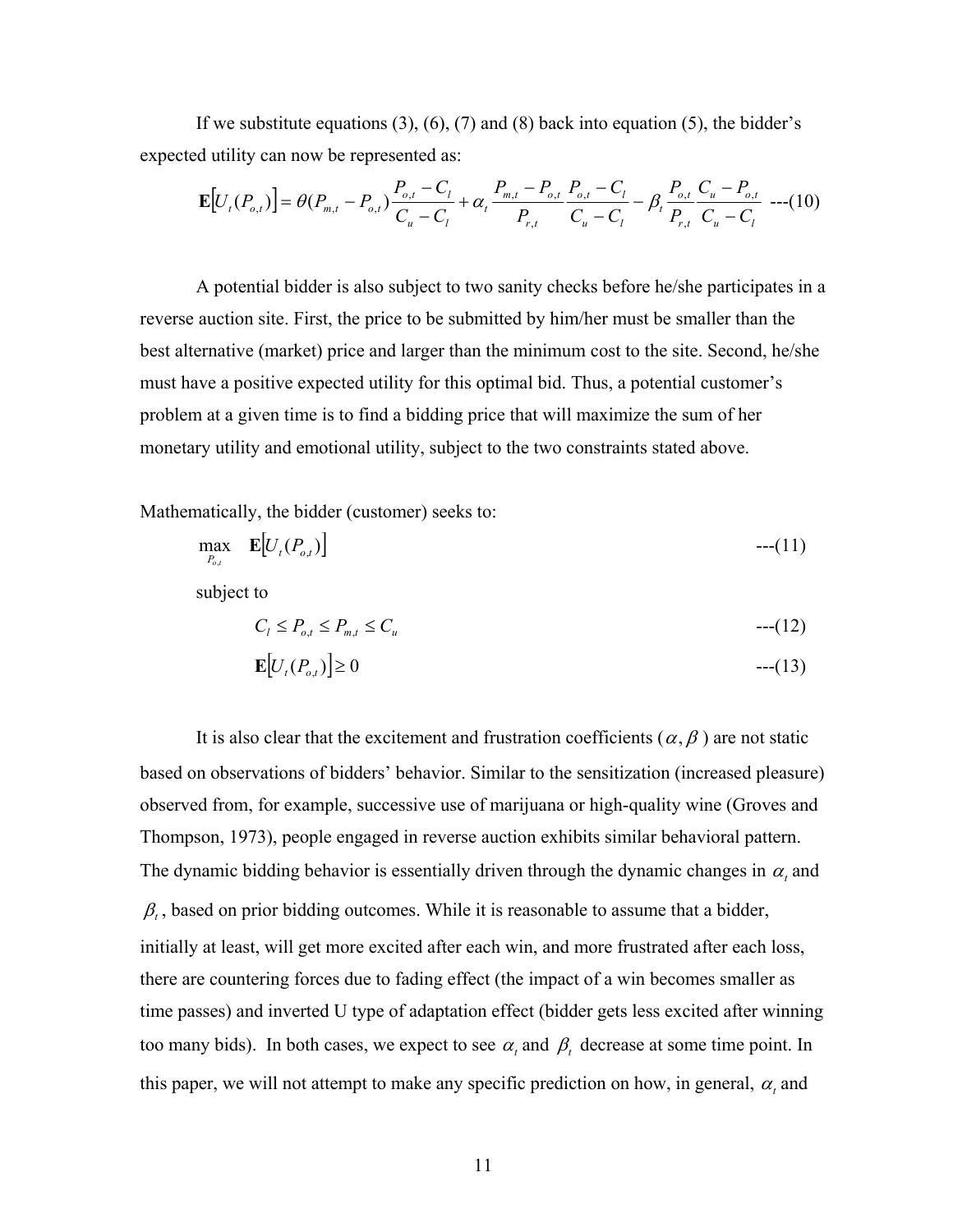If we substitute equations (3), (6), (7) and (8) back into equation (5), the bidder's expected utility can now be represented as:

$$\mathbf{E}\left[U_t(P_{o,t})\right] = \theta(P_{m,t} - P_{o,t})\frac{P_{o,t} - C_l}{C_u - C_l} + \alpha_t \frac{P_{m,t} - P_{o,t}}{P_{r,t}} \frac{P_{o,t} - C_l}{C_u - C_l} - \beta_t \frac{P_{o,t}}{P_{r,t}} \frac{C_u - P_{o,t}}{C_u - C_l} \quad \text{---(10)}$$

A potential bidder is also subject to two sanity checks before he/she participates in a reverse auction site. First, the price to be submitted by him/her must be smaller than the best alternative (market) price and larger than the minimum cost to the site. Second, he/she must have a positive expected utility for this optimal bid. Thus, a potential customer's problem at a given time is to find a bidding price that will maximize the sum of her monetary utility and emotional utility, subject to the two constraints stated above.

Mathematically, the bidder (customer) seeks to:

$$\max_{P_{o,t}} \quad \mathbf{E}\left[U_t(P_{o,t})\right] \quad \text{---(11)}$$

subject to

$$C_l \leq P_{o,t} \leq P_{m,t} \leq C_u \quad \text{---(12)}$$

$$\mathbf{E}\left[U_t(P_{o,t})\right] \geq 0 \quad \text{---(13)}$$

It is also clear that the excitement and frustration coefficients ($\alpha, \beta$) are not static based on observations of bidders' behavior. Similar to the sensitization (increased pleasure) observed from, for example, successive use of marijuana or high-quality wine (Groves and Thompson, 1973), people engaged in reverse auction exhibits similar behavioral pattern. The dynamic bidding behavior is essentially driven through the dynamic changes in $\alpha_t$ and $\beta_t$, based on prior bidding outcomes. While it is reasonable to assume that a bidder, initially at least, will get more excited after each win, and more frustrated after each loss, there are countering forces due to fading effect (the impact of a win becomes smaller as time passes) and inverted U type of adaptation effect (bidder gets less excited after winning too many bids). In both cases, we expect to see $\alpha_t$ and $\beta_t$ decrease at some time point. In this paper, we will not attempt to make any specific prediction on how, in general, $\alpha_t$ and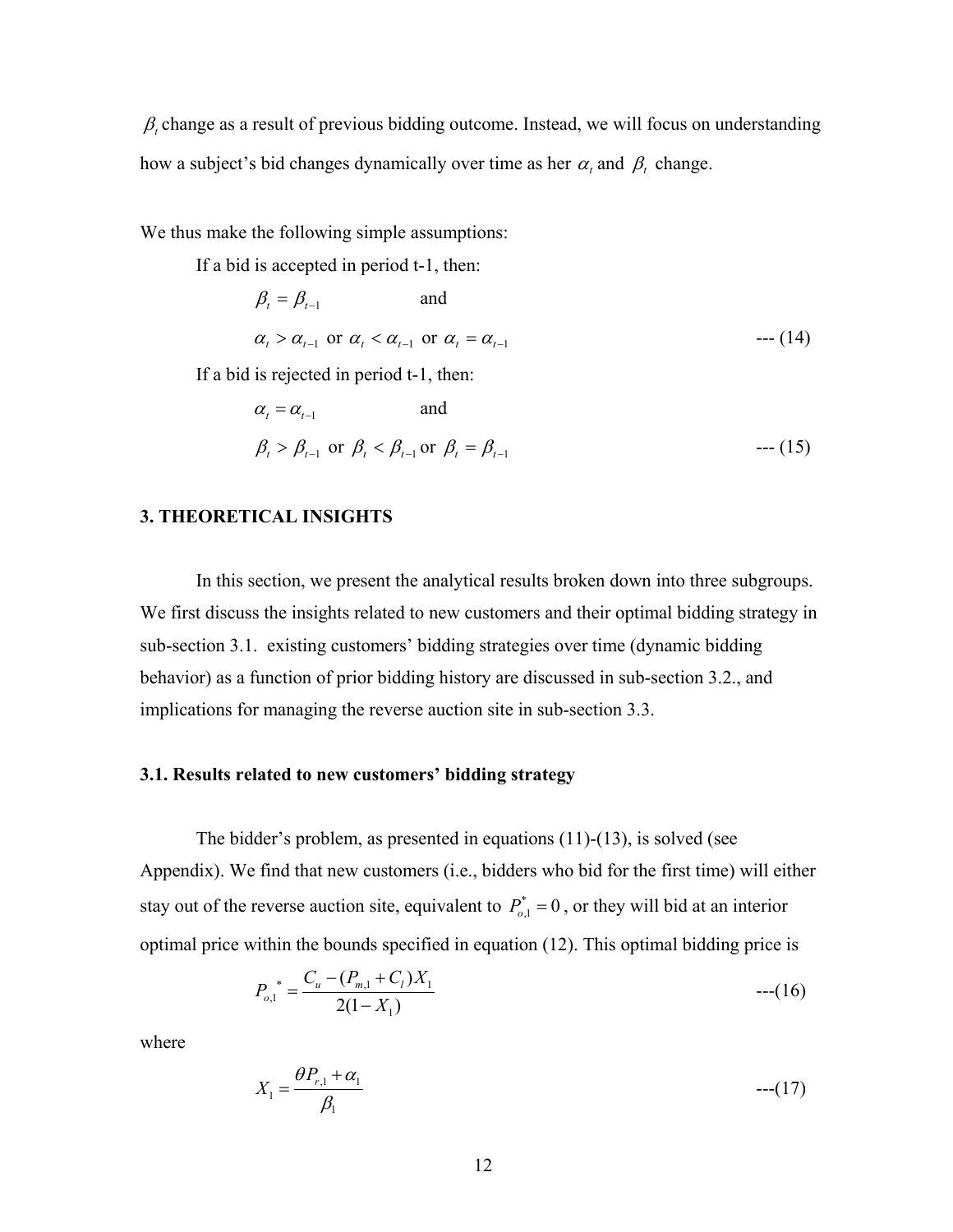$\beta_t$ change as a result of previous bidding outcome. Instead, we will focus on understanding how a subject's bid changes dynamically over time as her $\alpha_t$ and $\beta_t$ change.

We thus make the following simple assumptions:

If a bid is accepted in period t-1, then:

$$\beta_t = \beta_{t-1} \quad \text{and}$$

$$\alpha_t > \alpha_{t-1} \text{ or } \alpha_t < \alpha_{t-1} \text{ or } \alpha_t = \alpha_{t-1} \qquad \text{--- (14)}$$

If a bid is rejected in period t-1, then:

$$\alpha_t = \alpha_{t-1} \quad \text{and}$$

$$\beta_t > \beta_{t-1} \text{ or } \beta_t < \beta_{t-1} \text{ or } \beta_t = \beta_{t-1} \qquad \text{--- (15)}$$

### 3. THEORETICAL INSIGHTS

In this section, we present the analytical results broken down into three subgroups. We first discuss the insights related to new customers and their optimal bidding strategy in sub-section 3.1. existing customers' bidding strategies over time (dynamic bidding behavior) as a function of prior bidding history are discussed in sub-section 3.2., and implications for managing the reverse auction site in sub-section 3.3.

#### 3.1. Results related to new customers' bidding strategy

The bidder's problem, as presented in equations (11)-(13), is solved (see Appendix). We find that new customers (i.e., bidders who bid for the first time) will either stay out of the reverse auction site, equivalent to $P^*_{o,1} = 0$, or they will bid at an interior optimal price within the bounds specified in equation (12). This optimal bidding price is

$$P_{o,1}^* = \frac{C_u - (P_{m,1} + C_l)X_1}{2(1 - X_1)} \qquad \text{---(16)}$$

where

$$X_1 = \frac{\theta P_{r,1} + \alpha_1}{\beta_1} \qquad \text{---(17)}$$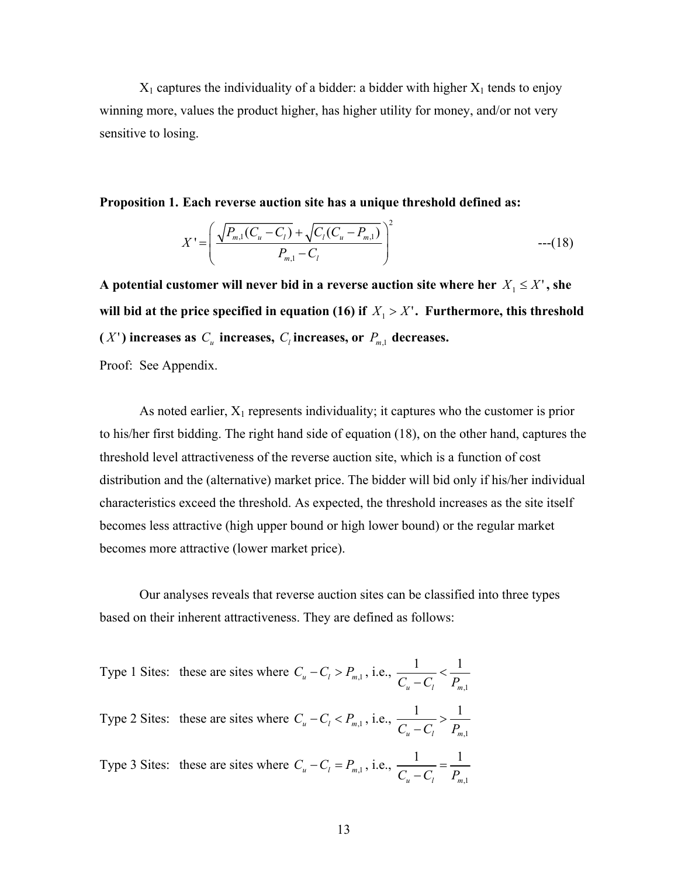$X_1$ captures the individuality of a bidder: a bidder with higher $X_1$ tends to enjoy winning more, values the product higher, has higher utility for money, and/or not very sensitive to losing.

**Proposition 1. Each reverse auction site has a unique threshold defined as:**

$$X' = \left( \frac{\sqrt{P_{m,1}(C_u - C_l)} + \sqrt{C_l(C_u - P_{m,1})}}{P_{m,1} - C_l} \right)^2 \qquad \text{---(18)}$$

**A potential customer will never bid in a reverse auction site where her $X_1 \leq X'$, she will bid at the price specified in equation (16) if $X_1 > X'$. Furthermore, this threshold ($X'$) increases as $C_u$ increases, $C_l$ increases, or $P_{m,1}$ decreases.**

Proof: See Appendix.

As noted earlier, $X_1$ represents individuality; it captures who the customer is prior to his/her first bidding. The right hand side of equation (18), on the other hand, captures the threshold level attractiveness of the reverse auction site, which is a function of cost distribution and the (alternative) market price. The bidder will bid only if his/her individual characteristics exceed the threshold. As expected, the threshold increases as the site itself becomes less attractive (high upper bound or high lower bound) or the regular market becomes more attractive (lower market price).

Our analyses reveals that reverse auction sites can be classified into three types based on their inherent attractiveness. They are defined as follows:

Type 1 Sites: these are sites where $C_u - C_l > P_{m,1}$, i.e., $\frac{1}{C_u - C_l} < \frac{1}{P_{m,1}}$

Type 2 Sites: these are sites where $C_u - C_l < P_{m,1}$, i.e., $\frac{1}{C_u - C_l} > \frac{1}{P_{m,1}}$

Type 3 Sites: these are sites where $C_u - C_l = P_{m,1}$, i.e., $\frac{1}{C_u - C_l} = \frac{1}{P_{m,1}}$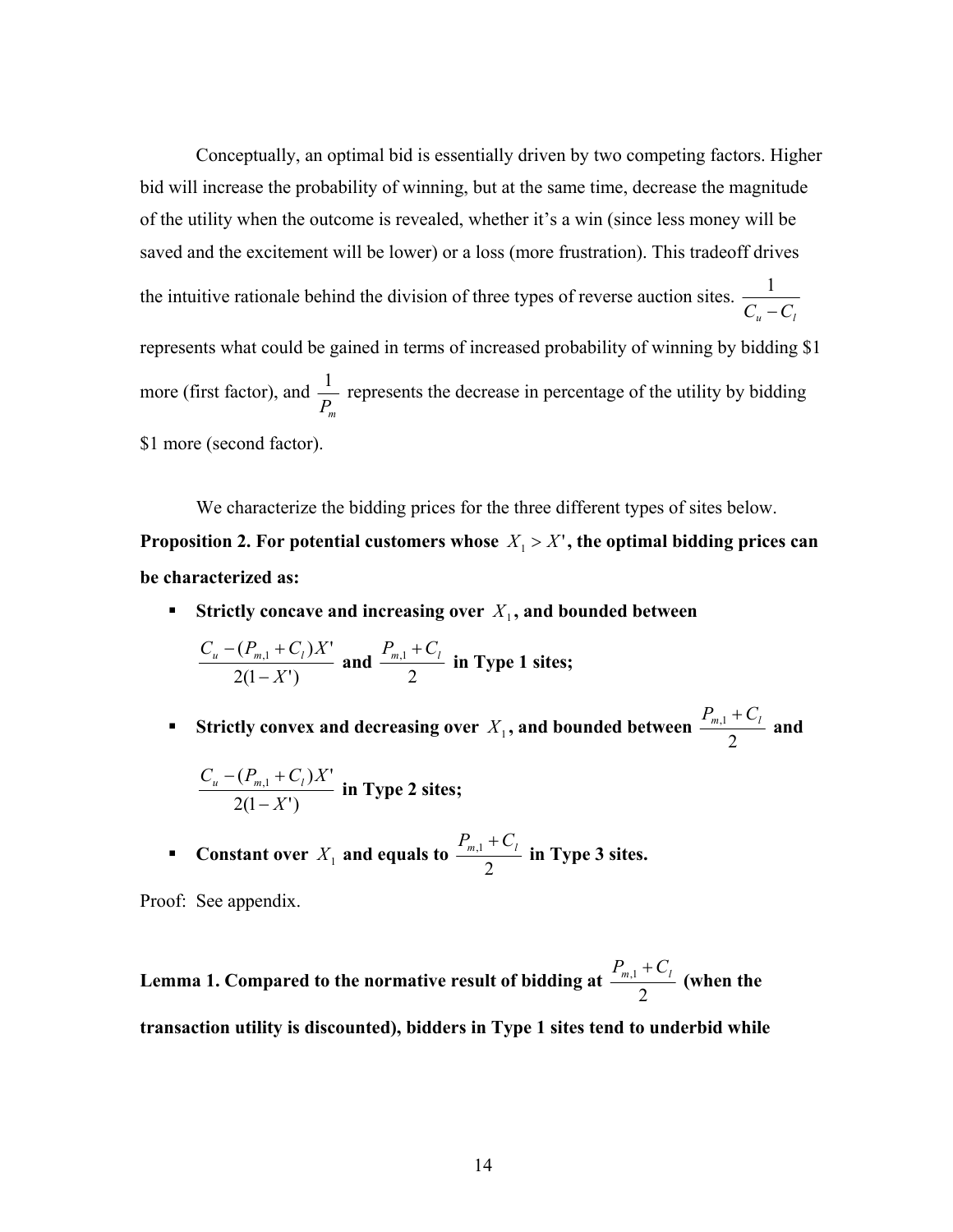Conceptually, an optimal bid is essentially driven by two competing factors. Higher bid will increase the probability of winning, but at the same time, decrease the magnitude of the utility when the outcome is revealed, whether it's a win (since less money will be saved and the excitement will be lower) or a loss (more frustration). This tradeoff drives the intuitive rationale behind the division of three types of reverse auction sites. $\frac{1}{C_u - C_l}$ represents what could be gained in terms of increased probability of winning by bidding \$1 more (first factor), and $\frac{1}{P_m}$ represents the decrease in percentage of the utility by bidding \$1 more (second factor).

We characterize the bidding prices for the three different types of sites below.

**Proposition 2. For potential customers whose $X_1 > X'$, the optimal bidding prices can be characterized as:**

- **Strictly concave and increasing over $X_1$, and bounded between $\frac{C_u - (P_{m,1} + C_l)X'}{2(1-X')}$ and $\frac{P_{m,1} + C_l}{2}$ in Type 1 sites;**
- **Strictly convex and decreasing over $X_1$, and bounded between $\frac{P_{m,1} + C_l}{2}$ and $\frac{C_u - (P_{m,1} + C_l)X'}{2(1-X')}$ in Type 2 sites;**
- **Constant over $X_1$ and equals to $\frac{P_{m,1} + C_l}{2}$ in Type 3 sites.**

Proof: See appendix.

**Lemma 1. Compared to the normative result of bidding at $\frac{P_{m,1} + C_l}{2}$ (when the transaction utility is discounted), bidders in Type 1 sites tend to underbid while**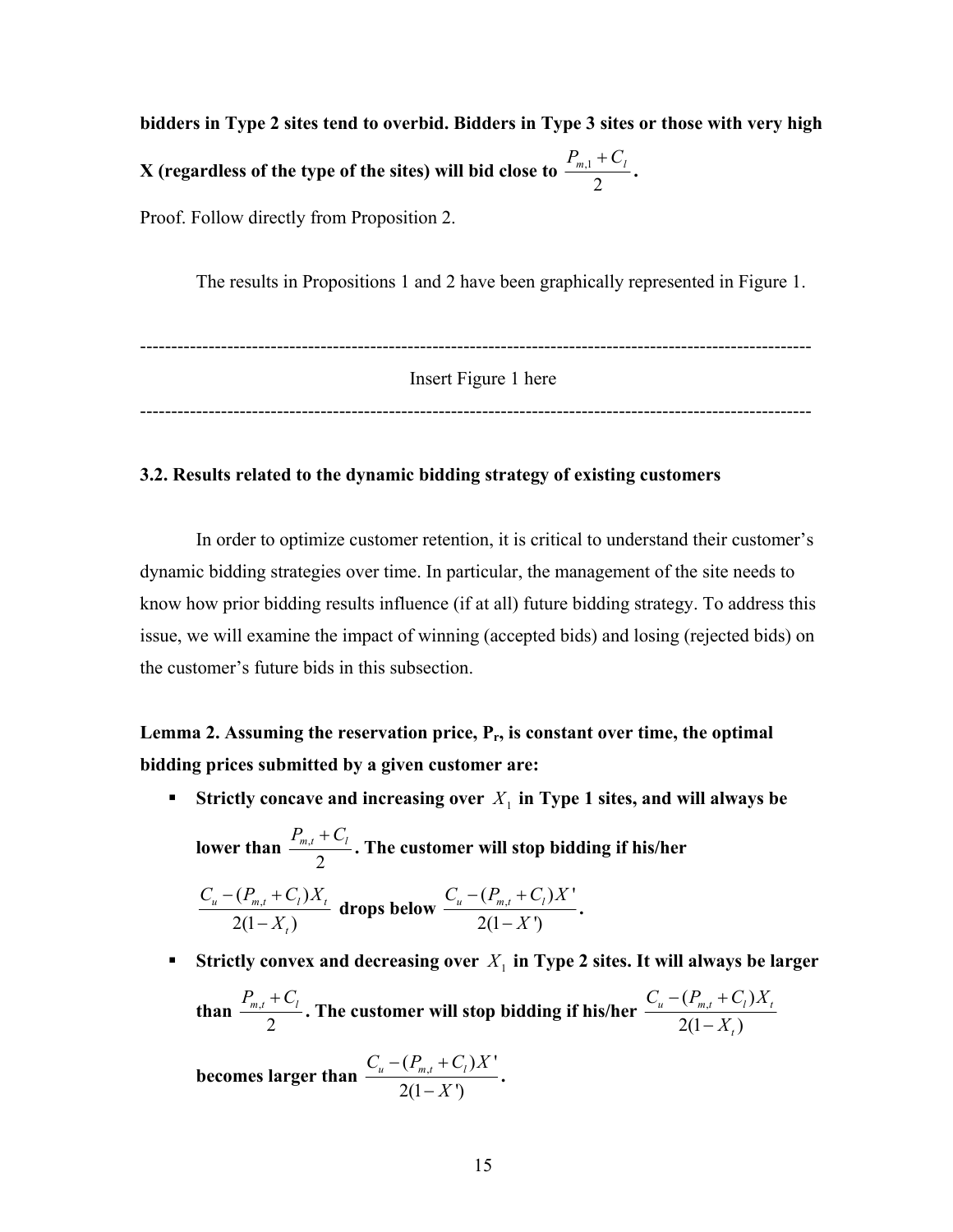**bidders in Type 2 sites tend to overbid. Bidders in Type 3 sites or those with very high X (regardless of the type of the sites) will bid close to $\frac{P_{m,1} + C_l}{2}$.**

Proof. Follow directly from Proposition 2.

The results in Propositions 1 and 2 have been graphically represented in Figure 1.

---

Insert Figure 1 here

---

### 3.2. Results related to the dynamic bidding strategy of existing customers

In order to optimize customer retention, it is critical to understand their customer's dynamic bidding strategies over time. In particular, the management of the site needs to know how prior bidding results influence (if at all) future bidding strategy. To address this issue, we will examine the impact of winning (accepted bids) and losing (rejected bids) on the customer's future bids in this subsection.

**Lemma 2. Assuming the reservation price, $P_r$, is constant over time, the optimal bidding prices submitted by a given customer are:**

- **Strictly concave and increasing over $X_1$ in Type 1 sites, and will always be lower than $\frac{P_{m,t} + C_l}{2}$. The customer will stop bidding if his/her $\frac{C_u - (P_{m,t} + C_l)X_t}{2(1 - X_t)}$ drops below $\frac{C_u - (P_{m,t} + C_l)X'}{2(1 - X')}$.**
- **Strictly convex and decreasing over $X_1$ in Type 2 sites. It will always be larger than $\frac{P_{m,t} + C_l}{2}$. The customer will stop bidding if his/her $\frac{C_u - (P_{m,t} + C_l)X_t}{2(1 - X_t)}$ becomes larger than $\frac{C_u - (P_{m,t} + C_l)X'}{2(1 - X')}$.**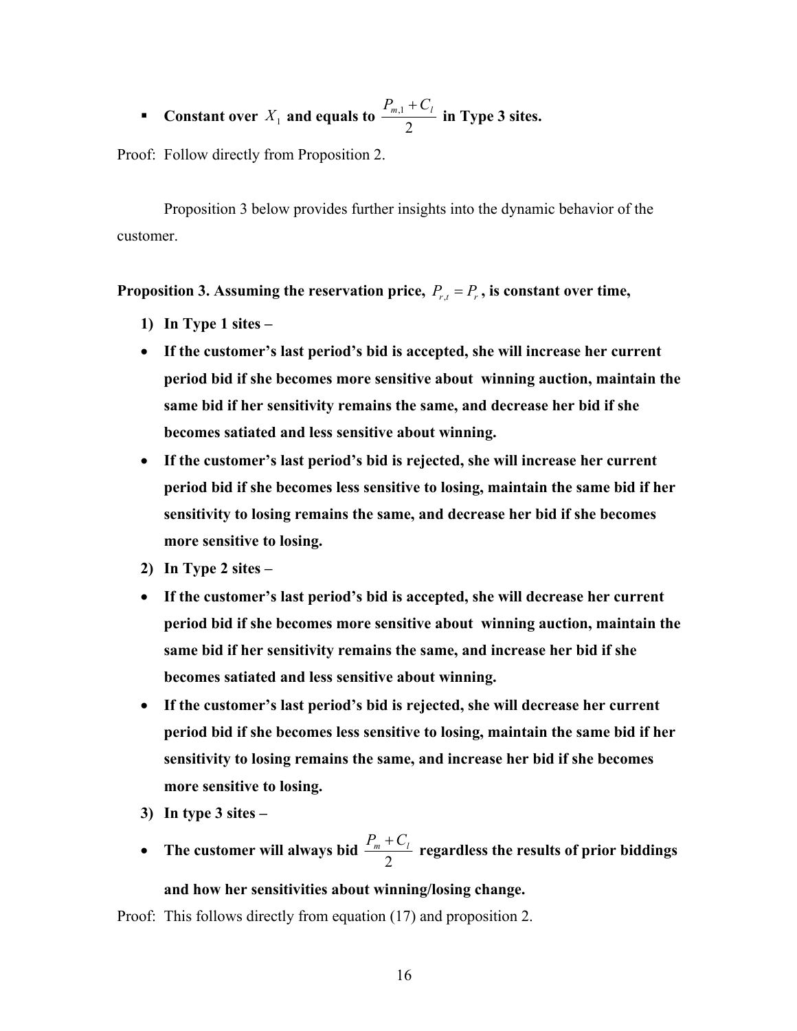- **Constant over $X_1$ and equals to $\frac{P_{m,1} + C_l}{2}$ in Type 3 sites.**

Proof: Follow directly from Proposition 2.

Proposition 3 below provides further insights into the dynamic behavior of the customer.

**Proposition 3. Assuming the reservation price, $P_{r,t} = P_r$, is constant over time,**

1) **In Type 1 sites –**
   - **If the customer's last period's bid is accepted, she will increase her current period bid if she becomes more sensitive about winning auction, maintain the same bid if her sensitivity remains the same, and decrease her bid if she becomes satiated and less sensitive about winning.**
   - **If the customer's last period's bid is rejected, she will increase her current period bid if she becomes less sensitive to losing, maintain the same bid if her sensitivity to losing remains the same, and decrease her bid if she becomes more sensitive to losing.**
2) **In Type 2 sites –**
   - **If the customer's last period's bid is accepted, she will decrease her current period bid if she becomes more sensitive about winning auction, maintain the same bid if her sensitivity remains the same, and increase her bid if she becomes satiated and less sensitive about winning.**
   - **If the customer's last period's bid is rejected, she will decrease her current period bid if she becomes less sensitive to losing, maintain the same bid if her sensitivity to losing remains the same, and increase her bid if she becomes more sensitive to losing.**
3) **In type 3 sites –**
   - **The customer will always bid $\frac{P_m + C_l}{2}$ regardless the results of prior biddings and how her sensitivities about winning/losing change.**

Proof: This follows directly from equation (17) and proposition 2.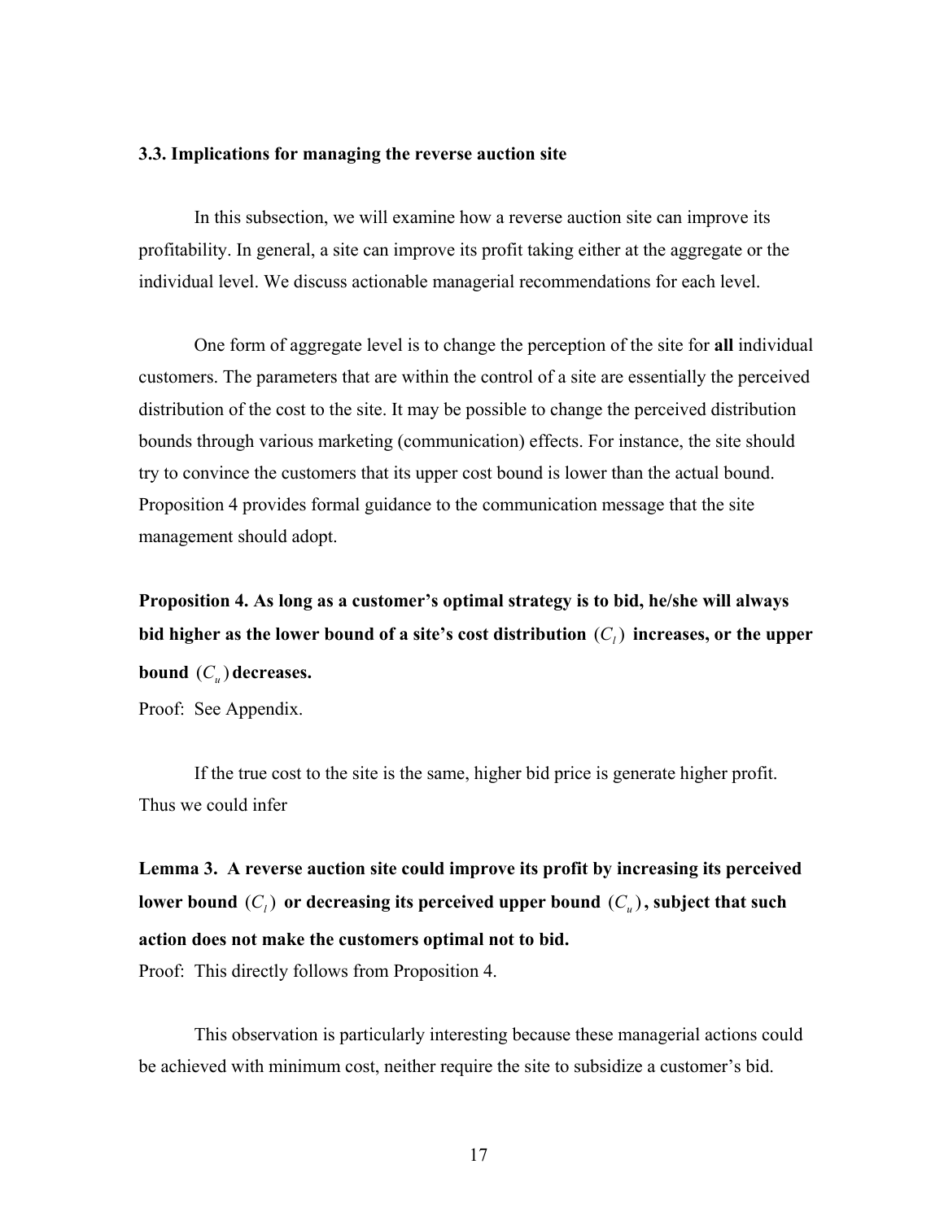### 3.3. Implications for managing the reverse auction site

In this subsection, we will examine how a reverse auction site can improve its profitability. In general, a site can improve its profit taking either at the aggregate or the individual level. We discuss actionable managerial recommendations for each level.

One form of aggregate level is to change the perception of the site for **all** individual customers. The parameters that are within the control of a site are essentially the perceived distribution of the cost to the site. It may be possible to change the perceived distribution bounds through various marketing (communication) effects. For instance, the site should try to convince the customers that its upper cost bound is lower than the actual bound. Proposition 4 provides formal guidance to the communication message that the site management should adopt.

**Proposition 4. As long as a customer's optimal strategy is to bid, he/she will always bid higher as the lower bound of a site's cost distribution $(C_l)$ increases, or the upper bound $(C_u)$ decreases.**

Proof: See Appendix.

If the true cost to the site is the same, higher bid price is generate higher profit. Thus we could infer

**Lemma 3. A reverse auction site could improve its profit by increasing its perceived lower bound $(C_l)$ or decreasing its perceived upper bound $(C_u)$, subject that such action does not make the customers optimal not to bid.**

Proof: This directly follows from Proposition 4.

This observation is particularly interesting because these managerial actions could be achieved with minimum cost, neither require the site to subsidize a customer's bid.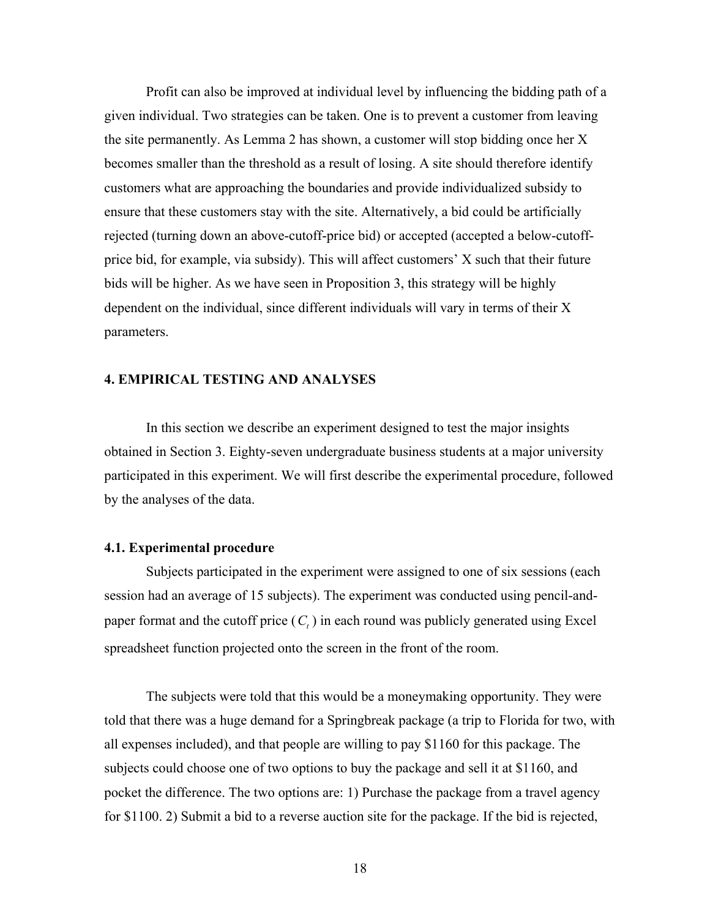Profit can also be improved at individual level by influencing the bidding path of a given individual. Two strategies can be taken. One is to prevent a customer from leaving the site permanently. As Lemma 2 has shown, a customer will stop bidding once her X becomes smaller than the threshold as a result of losing. A site should therefore identify customers what are approaching the boundaries and provide individualized subsidy to ensure that these customers stay with the site. Alternatively, a bid could be artificially rejected (turning down an above-cutoff-price bid) or accepted (accepted a below-cutoff-price bid, for example, via subsidy). This will affect customers' X such that their future bids will be higher. As we have seen in Proposition 3, this strategy will be highly dependent on the individual, since different individuals will vary in terms of their X parameters.

## 4. EMPIRICAL TESTING AND ANALYSES

In this section we describe an experiment designed to test the major insights obtained in Section 3. Eighty-seven undergraduate business students at a major university participated in this experiment. We will first describe the experimental procedure, followed by the analyses of the data.

### 4.1. Experimental procedure

Subjects participated in the experiment were assigned to one of six sessions (each session had an average of 15 subjects). The experiment was conducted using pencil-and-paper format and the cutoff price ($C_t$) in each round was publicly generated using Excel spreadsheet function projected onto the screen in the front of the room.

The subjects were told that this would be a moneymaking opportunity. They were told that there was a huge demand for a Springbreak package (a trip to Florida for two, with all expenses included), and that people are willing to pay $1160 for this package. The subjects could choose one of two options to buy the package and sell it at $1160, and pocket the difference. The two options are: 1) Purchase the package from a travel agency for $1100. 2) Submit a bid to a reverse auction site for the package. If the bid is rejected,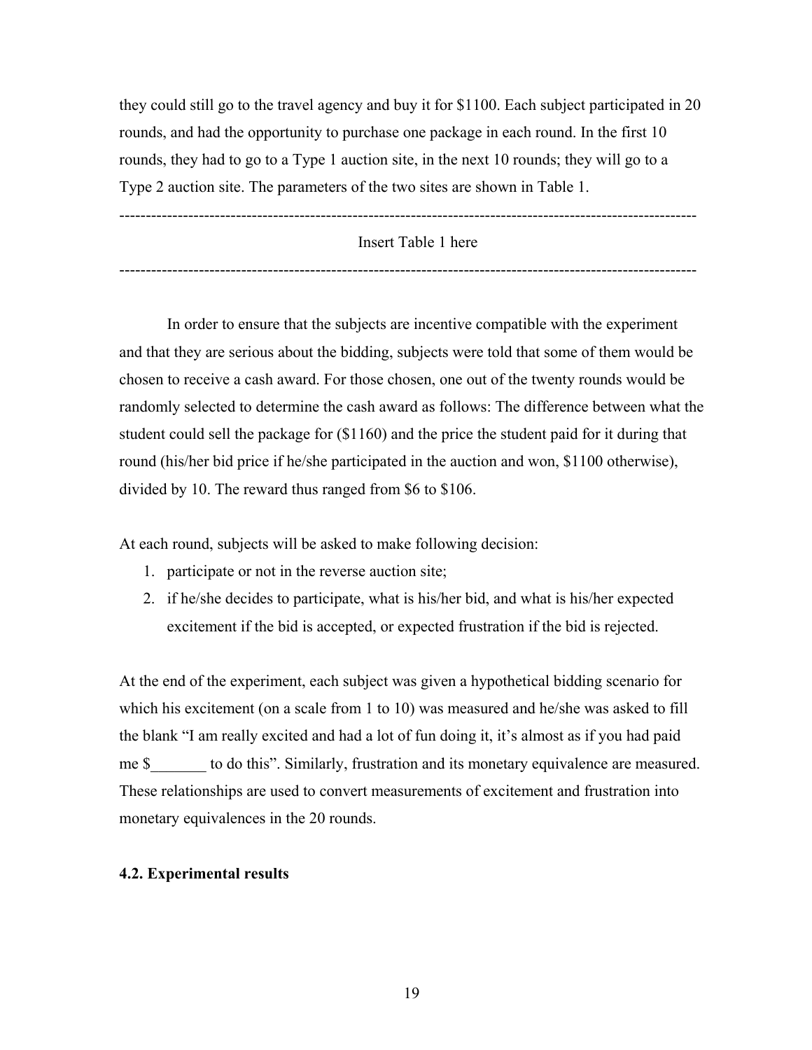they could still go to the travel agency and buy it for $1100. Each subject participated in 20 rounds, and had the opportunity to purchase one package in each round. In the first 10 rounds, they had to go to a Type 1 auction site, in the next 10 rounds; they will go to a Type 2 auction site. The parameters of the two sites are shown in Table 1.

---

Insert Table 1 here

---

In order to ensure that the subjects are incentive compatible with the experiment and that they are serious about the bidding, subjects were told that some of them would be chosen to receive a cash award. For those chosen, one out of the twenty rounds would be randomly selected to determine the cash award as follows: The difference between what the student could sell the package for ($1160) and the price the student paid for it during that round (his/her bid price if he/she participated in the auction and won, $1100 otherwise), divided by 10. The reward thus ranged from $6 to $106.

At each round, subjects will be asked to make following decision:

1. participate or not in the reverse auction site;
2. if he/she decides to participate, what is his/her bid, and what is his/her expected excitement if the bid is accepted, or expected frustration if the bid is rejected.

At the end of the experiment, each subject was given a hypothetical bidding scenario for which his excitement (on a scale from 1 to 10) was measured and he/she was asked to fill the blank "I am really excited and had a lot of fun doing it, it's almost as if you had paid me $_______ to do this". Similarly, frustration and its monetary equivalence are measured. These relationships are used to convert measurements of excitement and frustration into monetary equivalences in the 20 rounds.

### 4.2. Experimental results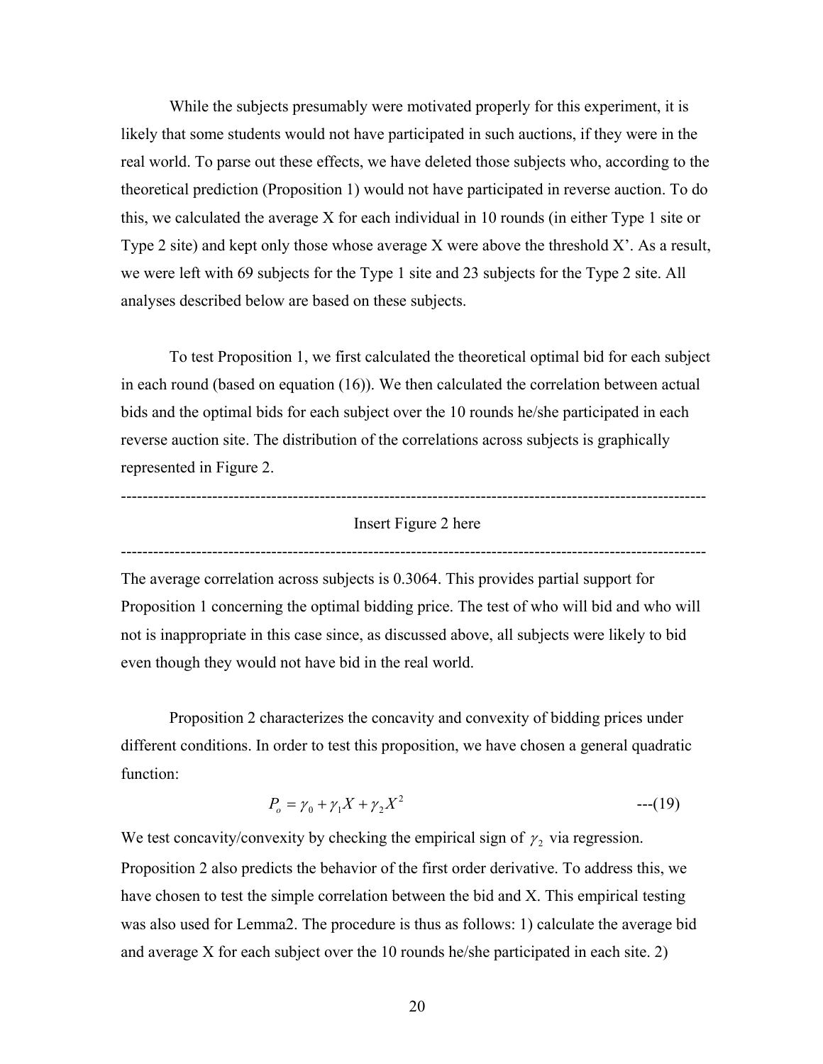While the subjects presumably were motivated properly for this experiment, it is likely that some students would not have participated in such auctions, if they were in the real world. To parse out these effects, we have deleted those subjects who, according to the theoretical prediction (Proposition 1) would not have participated in reverse auction. To do this, we calculated the average X for each individual in 10 rounds (in either Type 1 site or Type 2 site) and kept only those whose average X were above the threshold X'. As a result, we were left with 69 subjects for the Type 1 site and 23 subjects for the Type 2 site. All analyses described below are based on these subjects.

To test Proposition 1, we first calculated the theoretical optimal bid for each subject in each round (based on equation (16)). We then calculated the correlation between actual bids and the optimal bids for each subject over the 10 rounds he/she participated in each reverse auction site. The distribution of the correlations across subjects is graphically represented in Figure 2.

---

Insert Figure 2 here

---

The average correlation across subjects is 0.3064. This provides partial support for Proposition 1 concerning the optimal bidding price. The test of who will bid and who will not is inappropriate in this case since, as discussed above, all subjects were likely to bid even though they would not have bid in the real world.

Proposition 2 characterizes the concavity and convexity of bidding prices under different conditions. In order to test this proposition, we have chosen a general quadratic function:

$$P_o = \gamma_0 + \gamma_1 X + \gamma_2 X^2 \qquad \text{---(19)}$$

We test concavity/convexity by checking the empirical sign of $\gamma_2$ via regression. Proposition 2 also predicts the behavior of the first order derivative. To address this, we have chosen to test the simple correlation between the bid and X. This empirical testing was also used for Lemma2. The procedure is thus as follows: 1) calculate the average bid and average X for each subject over the 10 rounds he/she participated in each site. 2)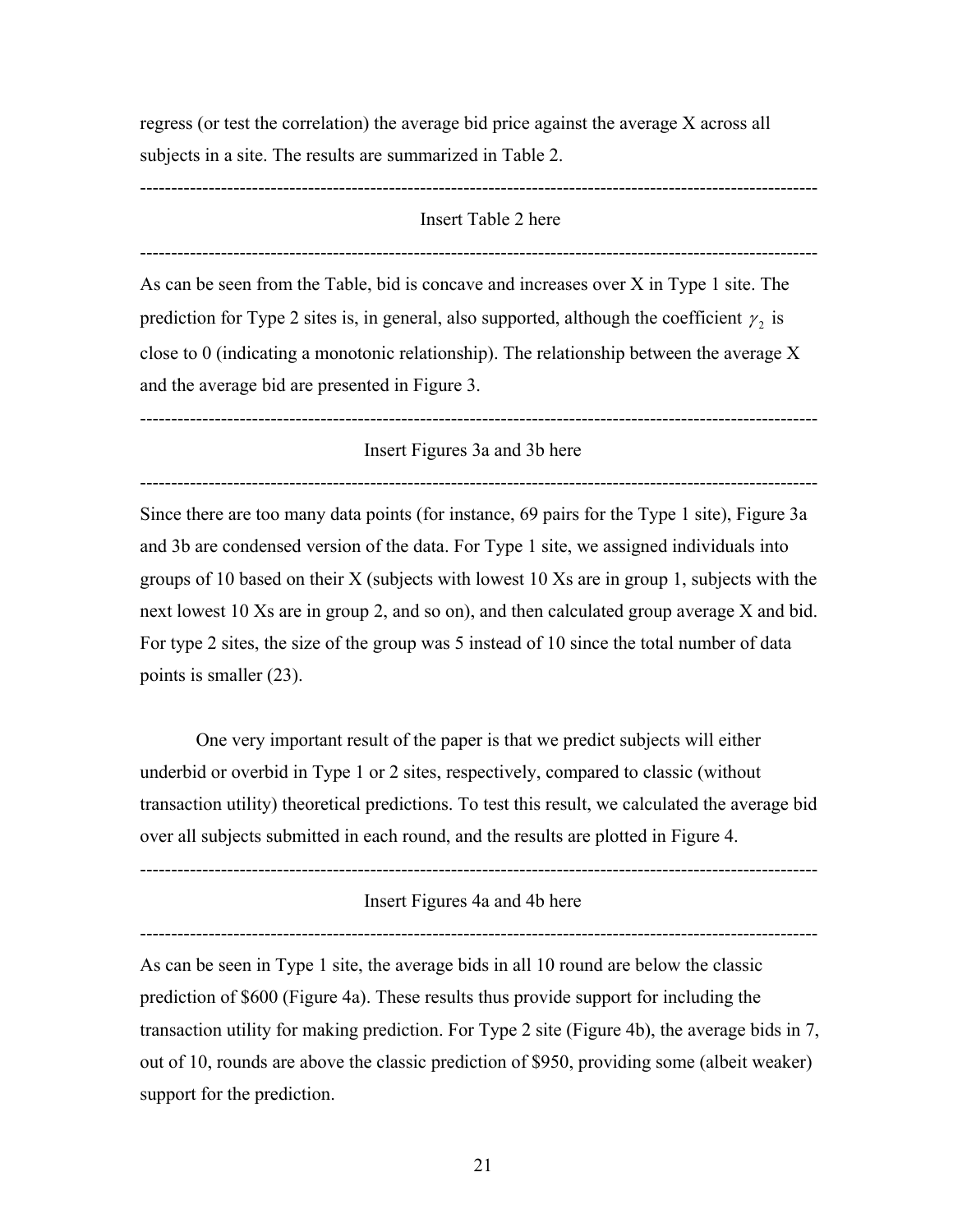regress (or test the correlation) the average bid price against the average X across all subjects in a site. The results are summarized in Table 2.

---

Insert Table 2 here

---

As can be seen from the Table, bid is concave and increases over X in Type 1 site. The prediction for Type 2 sites is, in general, also supported, although the coefficient $\gamma_2$ is close to 0 (indicating a monotonic relationship). The relationship between the average X and the average bid are presented in Figure 3.

---

Insert Figures 3a and 3b here

---

Since there are too many data points (for instance, 69 pairs for the Type 1 site), Figure 3a and 3b are condensed version of the data. For Type 1 site, we assigned individuals into groups of 10 based on their X (subjects with lowest 10 Xs are in group 1, subjects with the next lowest 10 Xs are in group 2, and so on), and then calculated group average X and bid. For type 2 sites, the size of the group was 5 instead of 10 since the total number of data points is smaller (23).

One very important result of the paper is that we predict subjects will either underbid or overbid in Type 1 or 2 sites, respectively, compared to classic (without transaction utility) theoretical predictions. To test this result, we calculated the average bid over all subjects submitted in each round, and the results are plotted in Figure 4.

---

Insert Figures 4a and 4b here

---

As can be seen in Type 1 site, the average bids in all 10 round are below the classic prediction of \$600 (Figure 4a). These results thus provide support for including the transaction utility for making prediction. For Type 2 site (Figure 4b), the average bids in 7, out of 10, rounds are above the classic prediction of \$950, providing some (albeit weaker) support for the prediction.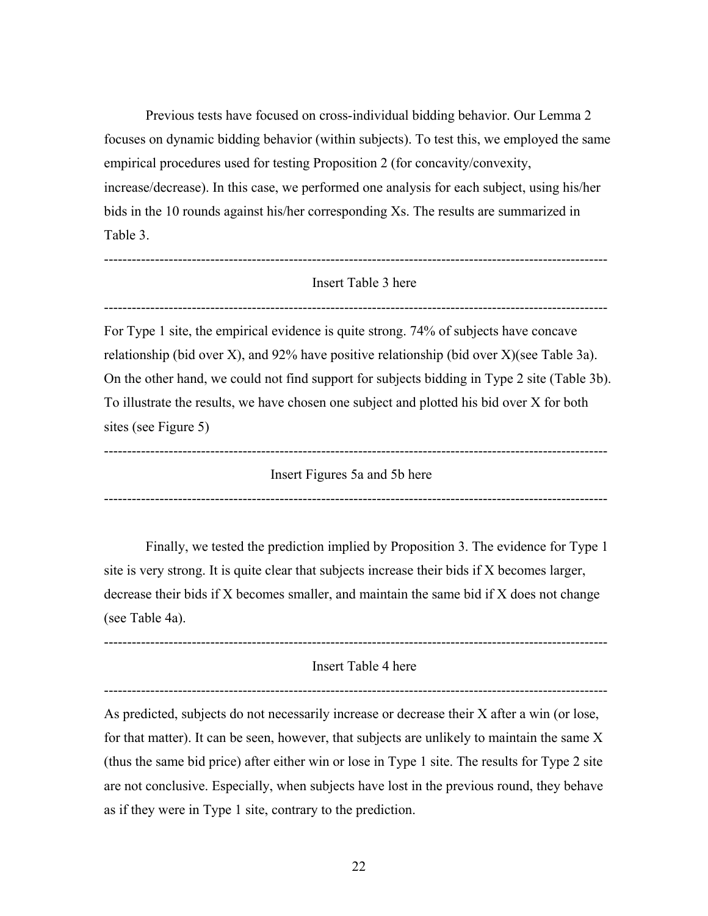Previous tests have focused on cross-individual bidding behavior. Our Lemma 2 focuses on dynamic bidding behavior (within subjects). To test this, we employed the same empirical procedures used for testing Proposition 2 (for concavity/convexity, increase/decrease). In this case, we performed one analysis for each subject, using his/her bids in the 10 rounds against his/her corresponding Xs. The results are summarized in Table 3.

---

Insert Table 3 here

---

For Type 1 site, the empirical evidence is quite strong. 74% of subjects have concave relationship (bid over X), and 92% have positive relationship (bid over X)(see Table 3a). On the other hand, we could not find support for subjects bidding in Type 2 site (Table 3b). To illustrate the results, we have chosen one subject and plotted his bid over X for both sites (see Figure 5)

---

Insert Figures 5a and 5b here

---

Finally, we tested the prediction implied by Proposition 3. The evidence for Type 1 site is very strong. It is quite clear that subjects increase their bids if X becomes larger, decrease their bids if X becomes smaller, and maintain the same bid if X does not change (see Table 4a).

---

Insert Table 4 here

---

As predicted, subjects do not necessarily increase or decrease their X after a win (or lose, for that matter). It can be seen, however, that subjects are unlikely to maintain the same X (thus the same bid price) after either win or lose in Type 1 site. The results for Type 2 site are not conclusive. Especially, when subjects have lost in the previous round, they behave as if they were in Type 1 site, contrary to the prediction.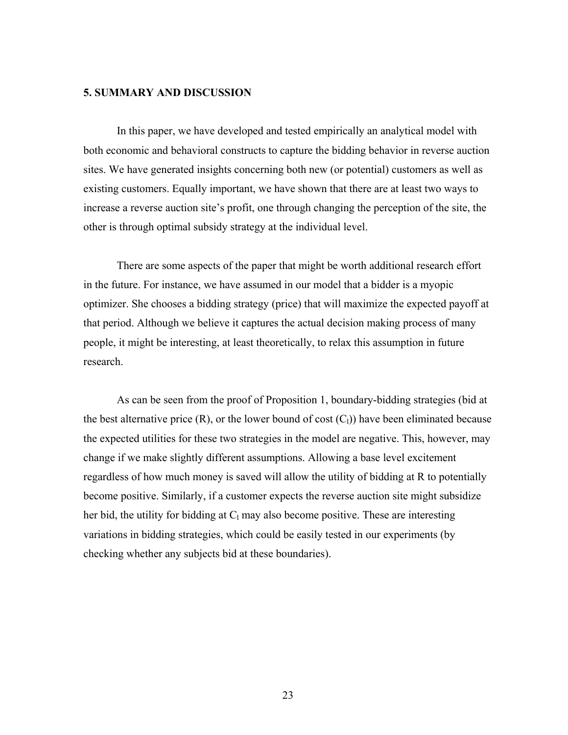## 5. SUMMARY AND DISCUSSION

In this paper, we have developed and tested empirically an analytical model with both economic and behavioral constructs to capture the bidding behavior in reverse auction sites. We have generated insights concerning both new (or potential) customers as well as existing customers. Equally important, we have shown that there are at least two ways to increase a reverse auction site's profit, one through changing the perception of the site, the other is through optimal subsidy strategy at the individual level.

There are some aspects of the paper that might be worth additional research effort in the future. For instance, we have assumed in our model that a bidder is a myopic optimizer. She chooses a bidding strategy (price) that will maximize the expected payoff at that period. Although we believe it captures the actual decision making process of many people, it might be interesting, at least theoretically, to relax this assumption in future research.

As can be seen from the proof of Proposition 1, boundary-bidding strategies (bid at the best alternative price (R), or the lower bound of cost ($C_l$)) have been eliminated because the expected utilities for these two strategies in the model are negative. This, however, may change if we make slightly different assumptions. Allowing a base level excitement regardless of how much money is saved will allow the utility of bidding at R to potentially become positive. Similarly, if a customer expects the reverse auction site might subsidize her bid, the utility for bidding at $C_l$ may also become positive. These are interesting variations in bidding strategies, which could be easily tested in our experiments (by checking whether any subjects bid at these boundaries).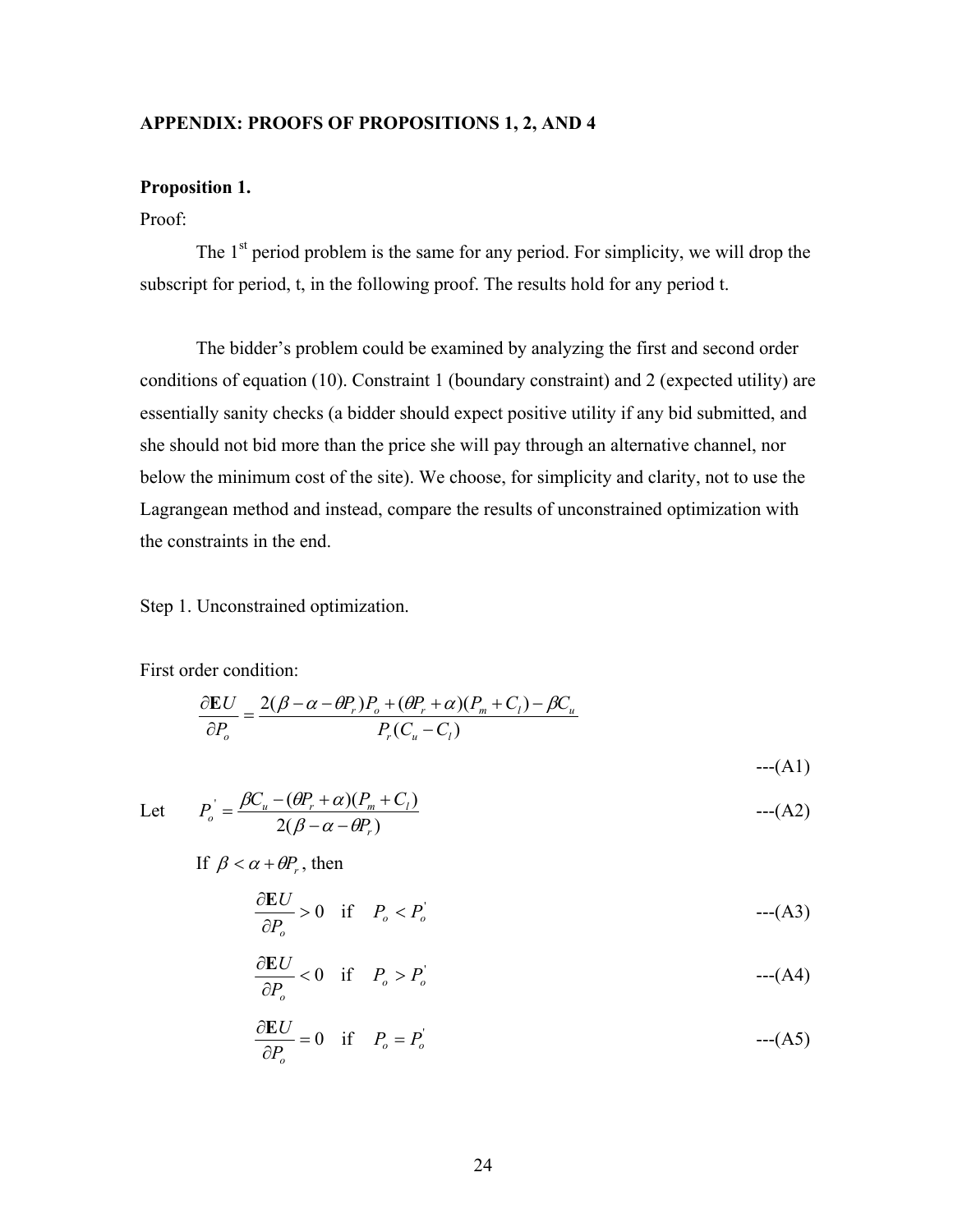## APPENDIX: PROOFS OF PROPOSITIONS 1, 2, AND 4

**Proposition 1.**

Proof:

The 1st period problem is the same for any period. For simplicity, we will drop the subscript for period, t, in the following proof. The results hold for any period t.

The bidder's problem could be examined by analyzing the first and second order conditions of equation (10). Constraint 1 (boundary constraint) and 2 (expected utility) are essentially sanity checks (a bidder should expect positive utility if any bid submitted, and she should not bid more than the price she will pay through an alternative channel, nor below the minimum cost of the site). We choose, for simplicity and clarity, not to use the Lagrangean method and instead, compare the results of unconstrained optimization with the constraints in the end.

Step 1. Unconstrained optimization.

First order condition:

$$\frac{\partial \mathbf{E}U}{\partial P_o} = \frac{2(\beta - \alpha - \theta P_r)P_o + (\theta P_r + \alpha)(P_m + C_l) - \beta C_u}{P_r(C_u - C_l)} \tag{A1}$$

Let

$$P_o^{'} = \frac{\beta C_u - (\theta P_r + \alpha)(P_m + C_l)}{2(\beta - \alpha - \theta P_r)} \tag{A2}$$

If $\beta < \alpha + \theta P_r$, then

$$\frac{\partial \mathbf{E}U}{\partial P_o} > 0 \quad \text{if} \quad P_o < P_o^{'} \tag{A3}$$

$$\frac{\partial \mathbf{E}U}{\partial P_o} < 0 \quad \text{if} \quad P_o > P_o^{'} \tag{A4}$$

$$\frac{\partial \mathbf{E}U}{\partial P_o} = 0 \quad \text{if} \quad P_o = P_o^{'} \tag{A5}$$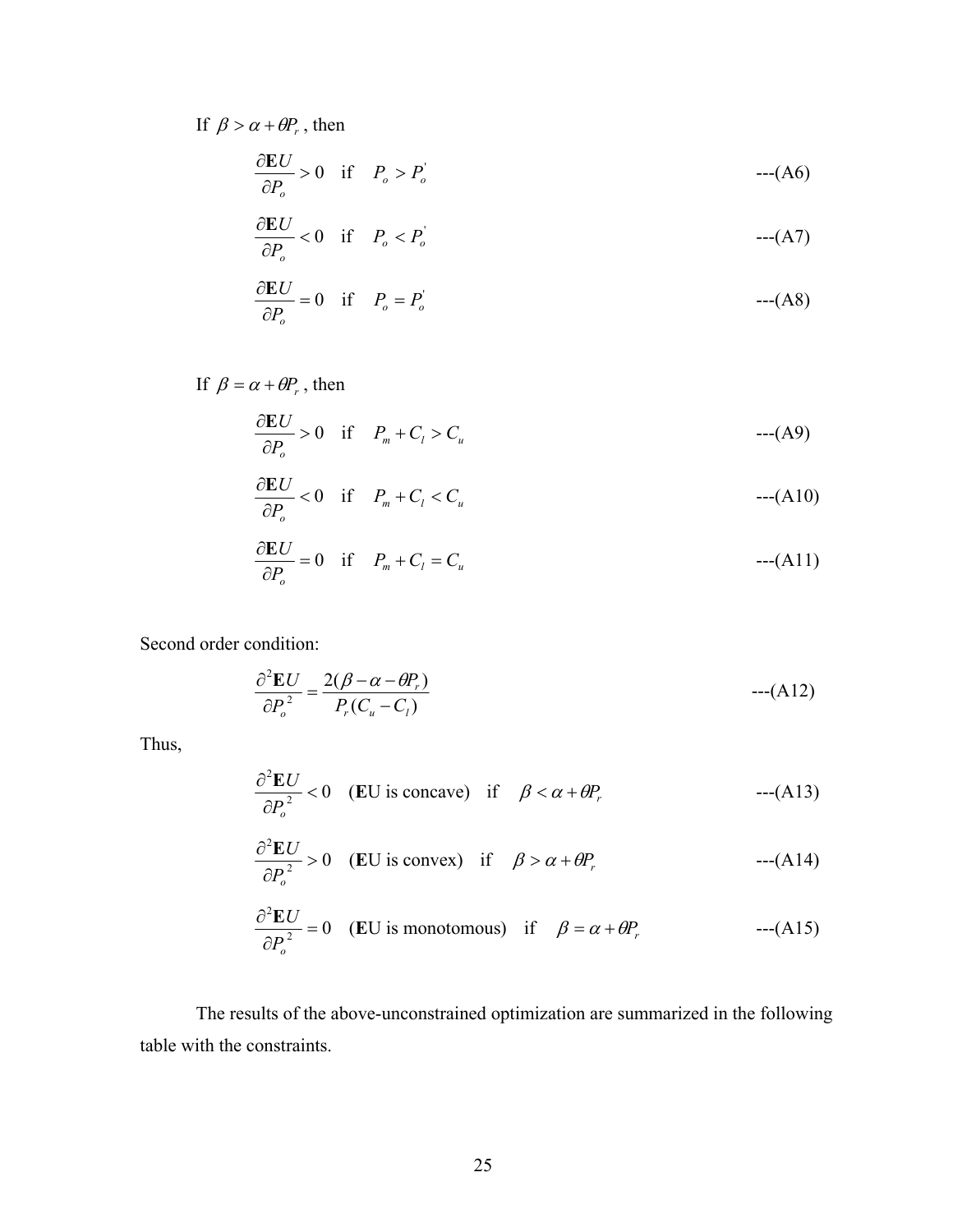If $\beta > \alpha + \theta P_r$, then

$$\frac{\partial \mathbf{E}U}{\partial P_o} > 0 \quad \text{if} \quad P_o > P_o^{'} \qquad \text{---(A6)}$$

$$\frac{\partial \mathbf{E}U}{\partial P_o} < 0 \quad \text{if} \quad P_o < P_o^{'} \qquad \text{---(A7)}$$

$$\frac{\partial \mathbf{E}U}{\partial P_o} = 0 \quad \text{if} \quad P_o = P_o^{'} \qquad \text{---(A8)}$$

If $\beta = \alpha + \theta P_r$, then

$$\frac{\partial \mathbf{E}U}{\partial P_o} > 0 \quad \text{if} \quad P_m + C_l > C_u \qquad \text{---(A9)}$$

$$\frac{\partial \mathbf{E}U}{\partial P_o} < 0 \quad \text{if} \quad P_m + C_l < C_u \qquad \text{---(A10)}$$

$$\frac{\partial \mathbf{E}U}{\partial P_o} = 0 \quad \text{if} \quad P_m + C_l = C_u \qquad \text{---(A11)}$$

Second order condition:

$$\frac{\partial^2 \mathbf{E}U}{\partial P_o^{\ 2}} = \frac{2(\beta - \alpha - \theta P_r)}{P_r (C_u - C_l)} \qquad \text{---(A12)}$$

Thus,

$$\frac{\partial^2 \mathbf{E}U}{\partial P_o^{\ 2}} < 0 \quad (\mathbf{E}\text{U is concave}) \quad \text{if} \quad \beta < \alpha + \theta P_r \qquad \text{---(A13)}$$

$$\frac{\partial^2 \mathbf{E}U}{\partial P_o^{\ 2}} > 0 \quad (\mathbf{E}\text{U is convex}) \quad \text{if} \quad \beta > \alpha + \theta P_r \qquad \text{---(A14)}$$

$$\frac{\partial^2 \mathbf{E}U}{\partial P_o^{\ 2}} = 0 \quad (\mathbf{E}\text{U is monotomous}) \quad \text{if} \quad \beta = \alpha + \theta P_r \qquad \text{---(A15)}$$

The results of the above-unconstrained optimization are summarized in the following table with the constraints.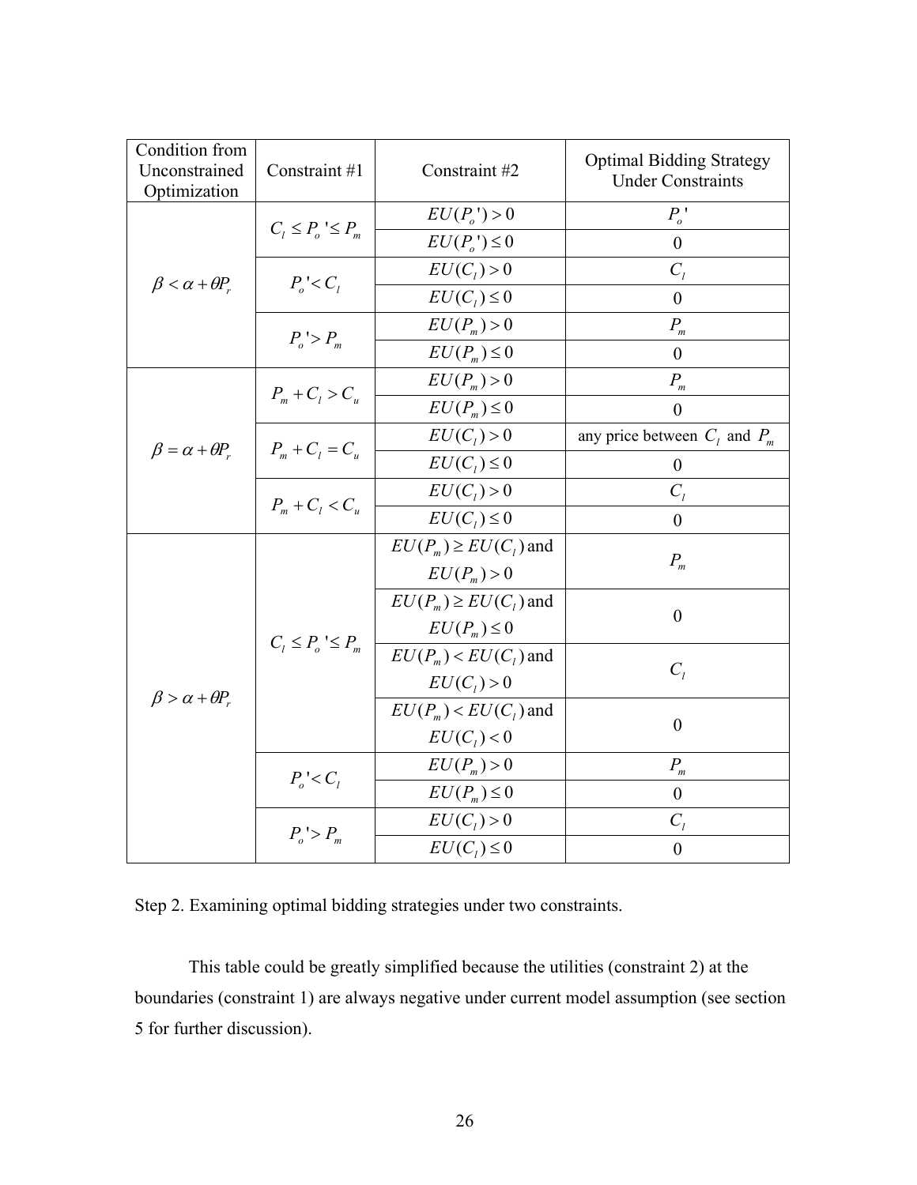| Condition from Unconstrained Optimization | Constraint #1 | Constraint #2 | Optimal Bidding Strategy Under Constraints |
|---|---|---|---|
| $\beta < \alpha + \theta P_r$ | $C_l \le P_o' \le P_m$ | $EU(P_o') > 0$ | $P_o'$ |
| | | $EU(P_o') \le 0$ | 0 |
| | $P_o' < C_l$ | $EU(C_l) > 0$ | $C_l$ |
| | | $EU(C_l) \le 0$ | 0 |
| | $P_o' > P_m$ | $EU(P_m) > 0$ | $P_m$ |
| | | $EU(P_m) \le 0$ | 0 |
| $\beta = \alpha + \theta P_r$ | $P_m + C_l > C_u$ | $EU(P_m) > 0$ | $P_m$ |
| | | $EU(P_m) \le 0$ | 0 |
| | $P_m + C_l = C_u$ | $EU(C_l) > 0$ | any price between $C_l$ and $P_m$ |
| | | $EU(C_l) \le 0$ | 0 |
| | $P_m + C_l < C_u$ | $EU(C_l) > 0$ | $C_l$ |
| | | $EU(C_l) \le 0$ | 0 |
| $\beta > \alpha + \theta P_r$ | $C_l \le P_o' \le P_m$ | $EU(P_m) \ge EU(C_l)$ and $EU(P_m) > 0$ | $P_m$ |
| | | $EU(P_m) \ge EU(C_l)$ and $EU(P_m) \le 0$ | 0 |
| | | $EU(P_m) < EU(C_l)$ and $EU(C_l) > 0$ | $C_l$ |
| | | $EU(P_m) < EU(C_l)$ and $EU(C_l) < 0$ | 0 |
| | $P_o' < C_l$ | $EU(P_m) > 0$ | $P_m$ |
| | | $EU(P_m) \le 0$ | 0 |
| | $P_o' > P_m$ | $EU(C_l) > 0$ | $C_l$ |
| | | $EU(C_l) \le 0$ | 0 |

Step 2. Examining optimal bidding strategies under two constraints.

This table could be greatly simplified because the utilities (constraint 2) at the boundaries (constraint 1) are always negative under current model assumption (see section 5 for further discussion).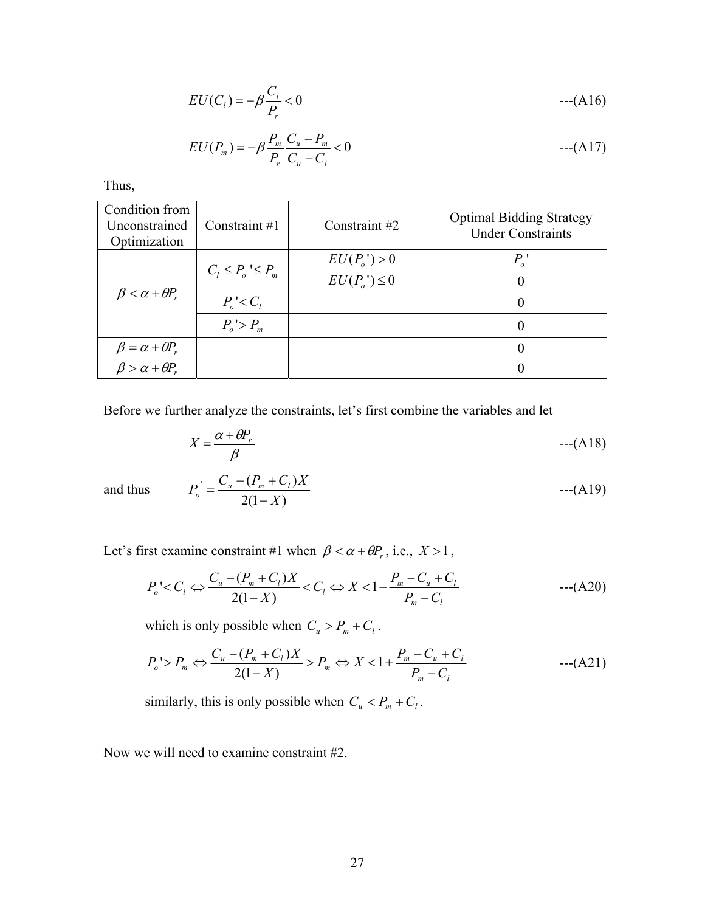$$EU(C_l) = -\beta \frac{C_l}{P_r} < 0 \qquad \text{---(A16)}$$

$$EU(P_m) = -\beta \frac{P_m}{P_r} \frac{C_u - P_m}{C_u - C_l} < 0 \qquad \text{---(A17)}$$

Thus,

| Condition from Unconstrained Optimization | Constraint #1 | Constraint #2 | Optimal Bidding Strategy Under Constraints |
|---|---|---|---|
| $\beta < \alpha + \theta P_r$ | $C_l \le P_o' \le P_m$ | $EU(P_o') > 0$ | $P_o'$ |
| | | $EU(P_o') \le 0$ | 0 |
| | $P_o' < C_l$ | | 0 |
| | $P_o' > P_m$ | | 0 |
| $\beta = \alpha + \theta P_r$ | | | 0 |
| $\beta > \alpha + \theta P_r$ | | | 0 |

Before we further analyze the constraints, let's first combine the variables and let

$$X = \frac{\alpha + \theta P_r}{\beta} \qquad \text{---(A18)}$$

and thus

$$P_o^{'} = \frac{C_u - (P_m + C_l)X}{2(1 - X)} \qquad \text{---(A19)}$$

Let's first examine constraint #1 when $\beta < \alpha + \theta P_r$, i.e., $X > 1$,

$$P_o' < C_l \Leftrightarrow \frac{C_u - (P_m + C_l)X}{2(1 - X)} < C_l \Leftrightarrow X < 1 - \frac{P_m - C_u + C_l}{P_m - C_l} \qquad \text{---(A20)}$$

which is only possible when $C_u > P_m + C_l$.

$$P_o' > P_m \Leftrightarrow \frac{C_u - (P_m + C_l)X}{2(1 - X)} > P_m \Leftrightarrow X < 1 + \frac{P_m - C_u + C_l}{P_m - C_l} \qquad \text{---(A21)}$$

similarly, this is only possible when $C_u < P_m + C_l$.

Now we will need to examine constraint #2.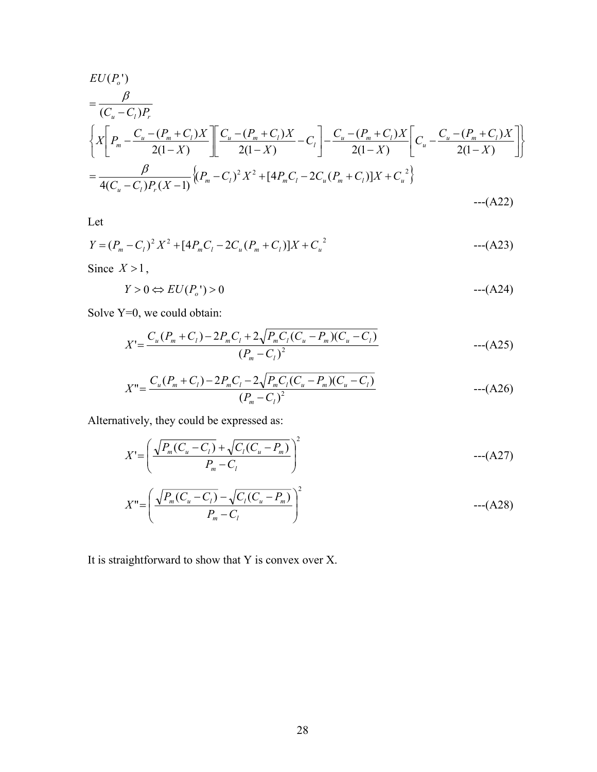$$
\begin{aligned}
& EU(P_o{}') \\
&= \frac{\beta}{(C_u - C_l)P_r} \\
& \left\{ X\left[ P_m - \frac{C_u - (P_m + C_l)X}{2(1-X)} \right]\left[ \frac{C_u - (P_m + C_l)X}{2(1-X)} - C_l \right] - \frac{C_u - (P_m + C_l)X}{2(1-X)}\left[ C_u - \frac{C_u - (P_m + C_l)X}{2(1-X)} \right] \right\} \\
&= \frac{\beta}{4(C_u - C_l)P_r(X-1)} \left\{ (P_m - C_l)^2 X^2 + [4P_m C_l - 2C_u(P_m + C_l)]X + C_u{}^2 \right\}
\end{aligned}
\qquad \text{---(A22)}
$$

Let

$$
Y = (P_m - C_l)^2 X^2 + [4P_m C_l - 2C_u(P_m + C_l)]X + C_u{}^2 \qquad \text{---(A23)}
$$

Since $X > 1$,

$$
Y > 0 \Leftrightarrow EU(P_o{}') > 0 \qquad \text{---(A24)}
$$

Solve Y=0, we could obtain:

$$
X' = \frac{C_u(P_m + C_l) - 2P_m C_l + 2\sqrt{P_m C_l (C_u - P_m)(C_u - C_l)}}{(P_m - C_l)^2} \qquad \text{---(A25)}
$$

$$
X'' = \frac{C_u(P_m + C_l) - 2P_m C_l - 2\sqrt{P_m C_l (C_u - P_m)(C_u - C_l)}}{(P_m - C_l)^2} \qquad \text{---(A26)}
$$

Alternatively, they could be expressed as:

$$
X' = \left( \frac{\sqrt{P_m(C_u - C_l)} + \sqrt{C_l(C_u - P_m)}}{P_m - C_l} \right)^2 \qquad \text{---(A27)}
$$

$$
X'' = \left( \frac{\sqrt{P_m(C_u - C_l)} - \sqrt{C_l(C_u - P_m)}}{P_m - C_l} \right)^2 \qquad \text{---(A28)}
$$

It is straightforward to show that Y is convex over X.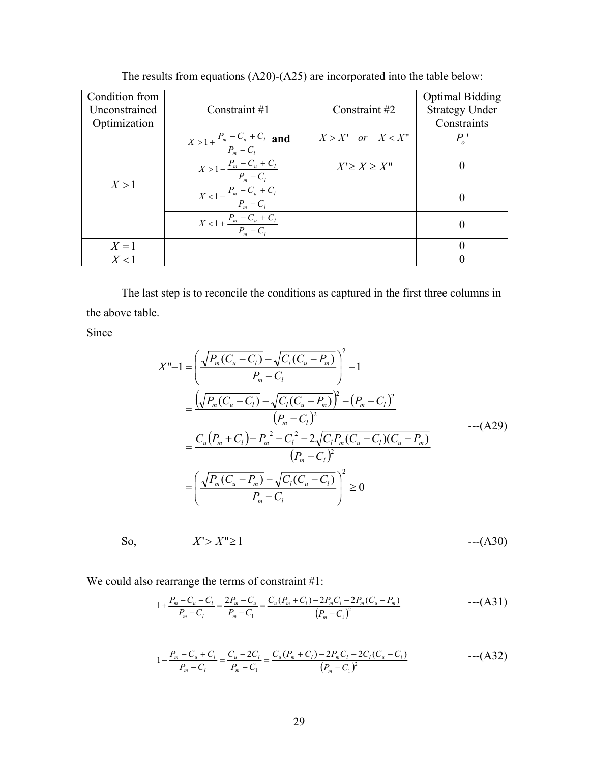The results from equations (A20)-(A25) are incorporated into the table below:

| Condition from Unconstrained Optimization | Constraint #1 | Constraint #2 | Optimal Bidding Strategy Under Constraints |
|---|---|---|---|
| $X > 1$ | $X > 1 + \frac{P_m - C_u + C_l}{P_m - C_l}$ **and** $X > 1 - \frac{P_m - C_u + C_l}{P_m - C_l}$ | $X > X' \quad or \quad X < X''$ | $P_o'$ |
| | | $X' \geq X \geq X''$ | 0 |
| | $X < 1 - \frac{P_m - C_u + C_l}{P_m - C_l}$ | | 0 |
| | $X < 1 + \frac{P_m - C_u + C_l}{P_m - C_l}$ | | 0 |
| $X = 1$ | | | 0 |
| $X < 1$ | | | 0 |

The last step is to reconcile the conditions as captured in the first three columns in the above table.

Since

$$
\begin{aligned}
X''-1 &= \left( \frac{\sqrt{P_m(C_u - C_l)} - \sqrt{C_l(C_u - P_m)}}{P_m - C_l} \right)^2 - 1 \\
&= \frac{\left(\sqrt{P_m(C_u - C_l)} - \sqrt{C_l(C_u - P_m)}\right)^2 - \left(P_m - C_l\right)^2}{\left(P_m - C_l\right)^2} \\
&= \frac{C_u\left(P_m + C_l\right) - P_m^{\ 2} - C_l^{\ 2} - 2\sqrt{C_l P_m (C_u - C_l)(C_u - P_m)}}{\left(P_m - C_l\right)^2} \\
&= \left( \frac{\sqrt{P_m(C_u - P_m)} - \sqrt{C_l(C_u - C_l)}}{P_m - C_l} \right)^2 \geq 0
\end{aligned}
\qquad \text{---(A29)}
$$

So, $\qquad X' > X'' \geq 1 \qquad$ ---(A30)

We could also rearrange the terms of constraint #1:

$$
1 + \frac{P_m - C_u + C_l}{P_m - C_l} = \frac{2P_m - C_u}{P_m - C_1} = \frac{C_u(P_m + C_l) - 2P_m C_l - 2P_m(C_u - P_m)}{\left(P_m - C_1\right)^2} \qquad \text{---(A31)}
$$

$$
1 - \frac{P_m - C_u + C_l}{P_m - C_l} = \frac{C_u - 2C_l}{P_m - C_1} = \frac{C_u(P_m + C_l) - 2P_m C_l - 2C_l(C_u - C_l)}{\left(P_m - C_1\right)^2} \qquad \text{---(A32)}
$$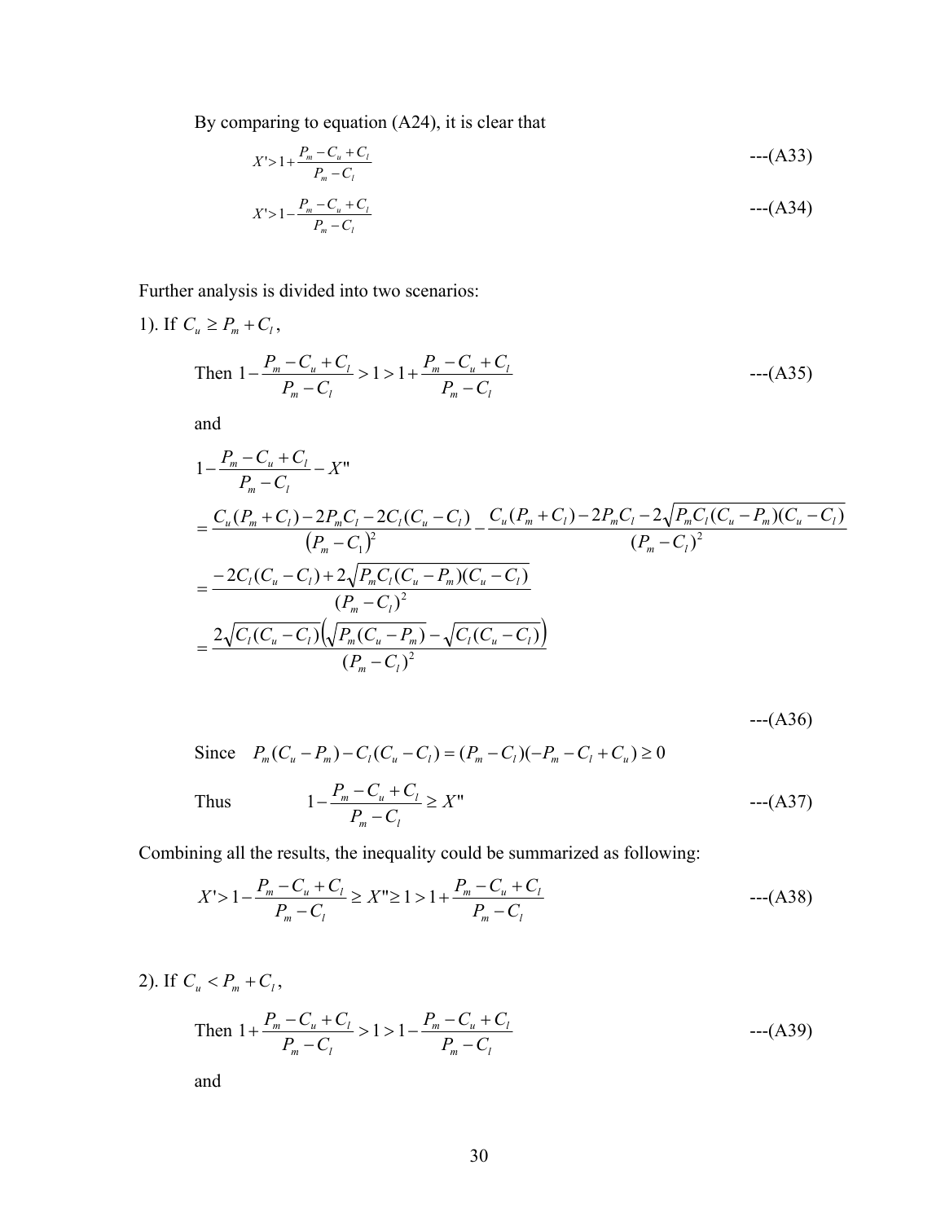By comparing to equation (A24), it is clear that

$$X' > 1 + \frac{P_m - C_u + C_l}{P_m - C_l} \qquad \text{---(A33)}$$

$$X' > 1 - \frac{P_m - C_u + C_l}{P_m - C_l} \qquad \text{---(A34)}$$

Further analysis is divided into two scenarios:

1). If $C_u \geq P_m + C_l$,

Then $1 - \frac{P_m - C_u + C_l}{P_m - C_l} > 1 > 1 + \frac{P_m - C_u + C_l}{P_m - C_l}$ ---(A35)

and

$$
\begin{aligned}
& 1 - \frac{P_m - C_u + C_l}{P_m - C_l} - X'' \\
&= \frac{C_u(P_m + C_l) - 2P_m C_l - 2C_l(C_u - C_l)}{\left(P_m - C_1\right)^2} - \frac{C_u(P_m + C_l) - 2P_m C_l - 2\sqrt{P_m C_l (C_u - P_m)(C_u - C_l)}}{(P_m - C_l)^2} \\
&= \frac{-2C_l(C_u - C_l) + 2\sqrt{P_m C_l (C_u - P_m)(C_u - C_l)}}{(P_m - C_l)^2} \\
&= \frac{2\sqrt{C_l(C_u - C_l)}\left(\sqrt{P_m(C_u - P_m)} - \sqrt{C_l(C_u - C_l)}\right)}{(P_m - C_l)^2}
\end{aligned}
$$

---(A36)

Since $P_m(C_u - P_m) - C_l(C_u - C_l) = (P_m - C_l)(-P_m - C_l + C_u) \geq 0$

Thus $1 - \frac{P_m - C_u + C_l}{P_m - C_l} \geq X''$ ---(A37)

Combining all the results, the inequality could be summarized as following:

$$X' > 1 - \frac{P_m - C_u + C_l}{P_m - C_l} \geq X'' \geq 1 > 1 + \frac{P_m - C_u + C_l}{P_m - C_l} \qquad \text{---(A38)}$$

2). If $C_u < P_m + C_l$,

Then $1 + \frac{P_m - C_u + C_l}{P_m - C_l} > 1 > 1 - \frac{P_m - C_u + C_l}{P_m - C_l}$ ---(A39)

and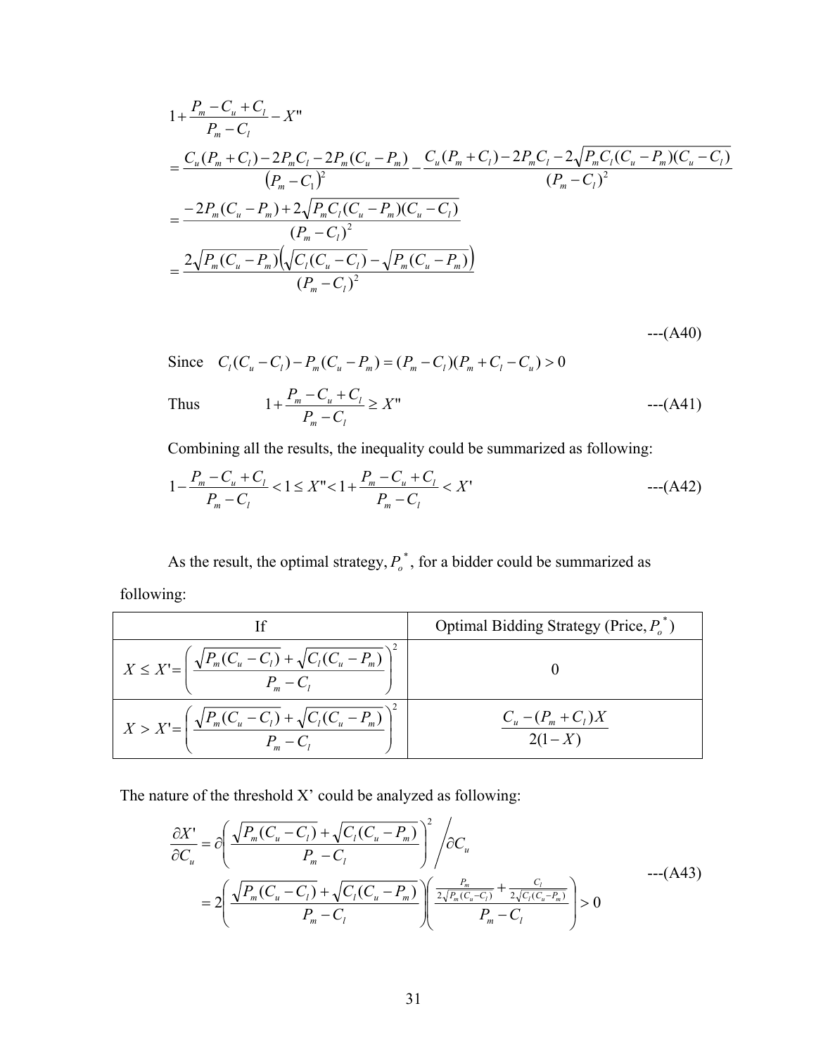$$
\begin{aligned}
&1+\frac{P_m-C_u+C_l}{P_m-C_l}-X'' \\
&=\frac{C_u(P_m+C_l)-2P_mC_l-2P_m(C_u-P_m)}{\left(P_m-C_1\right)^2}-\frac{C_u(P_m+C_l)-2P_mC_l-2\sqrt{P_mC_l(C_u-P_m)(C_u-C_l)}}{(P_m-C_l)^2} \\
&=\frac{-2P_m(C_u-P_m)+2\sqrt{P_mC_l(C_u-P_m)(C_u-C_l)}}{(P_m-C_l)^2} \\
&=\frac{2\sqrt{P_m(C_u-P_m)}\left(\sqrt{C_l(C_u-C_l)}-\sqrt{P_m(C_u-P_m)}\right)}{(P_m-C_l)^2}
\end{aligned}
\quad \text{---(A40)}
$$

Since $\quad C_l(C_u-C_l)-P_m(C_u-P_m)=(P_m-C_l)(P_m+C_l-C_u)>0$

Thus $\quad 1+\dfrac{P_m-C_u+C_l}{P_m-C_l}\geq X''$ ---(A41)

Combining all the results, the inequality could be summarized as following:

$$
1-\frac{P_m-C_u+C_l}{P_m-C_l}<1\leq X''<1+\frac{P_m-C_u+C_l}{P_m-C_l}<X' \quad \text{---(A42)}
$$

As the result, the optimal strategy, $P_o^*$, for a bidder could be summarized as following:

| If | Optimal Bidding Strategy (Price, $P_o^*$) |
|---|---|
| $X\leq X'=\left(\dfrac{\sqrt{P_m(C_u-C_l)}+\sqrt{C_l(C_u-P_m)}}{P_m-C_l}\right)^2$ | 0 |
| $X>X'=\left(\dfrac{\sqrt{P_m(C_u-C_l)}+\sqrt{C_l(C_u-P_m)}}{P_m-C_l}\right)^2$ | $\dfrac{C_u-(P_m+C_l)X}{2(1-X)}$ |

The nature of the threshold X' could be analyzed as following:

$$
\begin{aligned}
\frac{\partial X'}{\partial C_u}&=\partial\left(\frac{\sqrt{P_m(C_u-C_l)}+\sqrt{C_l(C_u-P_m)}}{P_m-C_l}\right)^2\Bigg/\partial C_u \\
&=2\left(\frac{\sqrt{P_m(C_u-C_l)}+\sqrt{C_l(C_u-P_m)}}{P_m-C_l}\right)\left(\frac{\frac{P_m}{2\sqrt{P_m(C_u-C_l)}}+\frac{C_l}{2\sqrt{C_l(C_u-P_m)}}}{P_m-C_l}\right)>0
\end{aligned}
\quad \text{---(A43)}
$$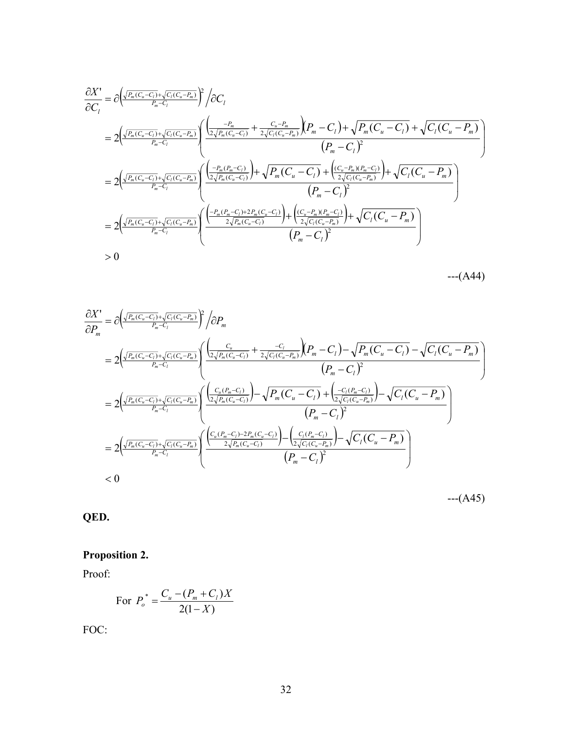$$
\begin{aligned}
\frac{\partial X'}{\partial C_l} &= \partial\left(\tfrac{\sqrt{P_m(C_u-C_l)}+\sqrt{C_l(C_u-P_m)}}{P_m-C_l}\right)^2 \Big/ \partial C_l \\
&= 2\left(\tfrac{\sqrt{P_m(C_u-C_l)}+\sqrt{C_l(C_u-P_m)}}{P_m-C_l}\right)\left(\frac{\left(\frac{-P_m}{2\sqrt{P_m(C_u-C_l)}}+\frac{C_u-P_m}{2\sqrt{C_l(C_u-P_m)}}\right)\left(P_m-C_l\right)+\sqrt{P_m(C_u-C_l)}+\sqrt{C_l(C_u-P_m)}}{\left(P_m-C_l\right)^2}\right) \\
&= 2\left(\tfrac{\sqrt{P_m(C_u-C_l)}+\sqrt{C_l(C_u-P_m)}}{P_m-C_l}\right)\left(\frac{\left(\frac{-P_m(P_m-C_l)}{2\sqrt{P_m(C_u-C_l)}}\right)+\sqrt{P_m(C_u-C_l)}+\left(\frac{(C_u-P_m)(P_m-C_l)}{2\sqrt{C_l(C_u-P_m)}}\right)+\sqrt{C_l(C_u-P_m)}}{\left(P_m-C_l\right)^2}\right) \\
&= 2\left(\tfrac{\sqrt{P_m(C_u-C_l)}+\sqrt{C_l(C_u-P_m)}}{P_m-C_l}\right)\left(\frac{\left(\frac{-P_m(P_m-C_l)+2P_m(C_u-C_l)}{2\sqrt{P_m(C_u-C_l)}}\right)+\left(\frac{(C_u-P_m)(P_m-C_l)}{2\sqrt{C_l(C_u-P_m)}}\right)+\sqrt{C_l(C_u-P_m)}}{\left(P_m-C_l\right)^2}\right) \\
&> 0
\end{aligned}
$$

---(A44)

$$
\begin{aligned}
\frac{\partial X'}{\partial P_m} &= \partial\left(\tfrac{\sqrt{P_m(C_u-C_l)}+\sqrt{C_l(C_u-P_m)}}{P_m-C_l}\right)^2 \Big/ \partial P_m \\
&= 2\left(\tfrac{\sqrt{P_m(C_u-C_l)}+\sqrt{C_l(C_u-P_m)}}{P_m-C_l}\right)\left(\frac{\left(\frac{C_u}{2\sqrt{P_m(C_u-C_l)}}+\frac{-C_l}{2\sqrt{C_l(C_u-P_m)}}\right)\left(P_m-C_l\right)-\sqrt{P_m(C_u-C_l)}-\sqrt{C_l(C_u-P_m)}}{\left(P_m-C_l\right)^2}\right) \\
&= 2\left(\tfrac{\sqrt{P_m(C_u-C_l)}+\sqrt{C_l(C_u-P_m)}}{P_m-C_l}\right)\left(\frac{\left(\frac{C_u(P_m-C_l)}{2\sqrt{P_m(C_u-C_l)}}\right)-\sqrt{P_m(C_u-C_l)}+\left(\frac{-C_l(P_m-C_l)}{2\sqrt{C_l(C_u-P_m)}}\right)-\sqrt{C_l(C_u-P_m)}}{\left(P_m-C_l\right)^2}\right) \\
&= 2\left(\tfrac{\sqrt{P_m(C_u-C_l)}+\sqrt{C_l(C_u-P_m)}}{P_m-C_l}\right)\left(\frac{\left(\frac{C_u(P_m-C_l)-2P_m(C_u-C_l)}{2\sqrt{P_m(C_u-C_l)}}\right)-\left(\frac{C_l(P_m-C_l)}{2\sqrt{C_l(C_u-P_m)}}\right)-\sqrt{C_l(C_u-P_m)}}{\left(P_m-C_l\right)^2}\right) \\
&< 0
\end{aligned}
$$

---(A45)

**QED.**

**Proposition 2.**

Proof:

For $P_o^* = \dfrac{C_u-(P_m+C_l)X}{2(1-X)}$

FOC: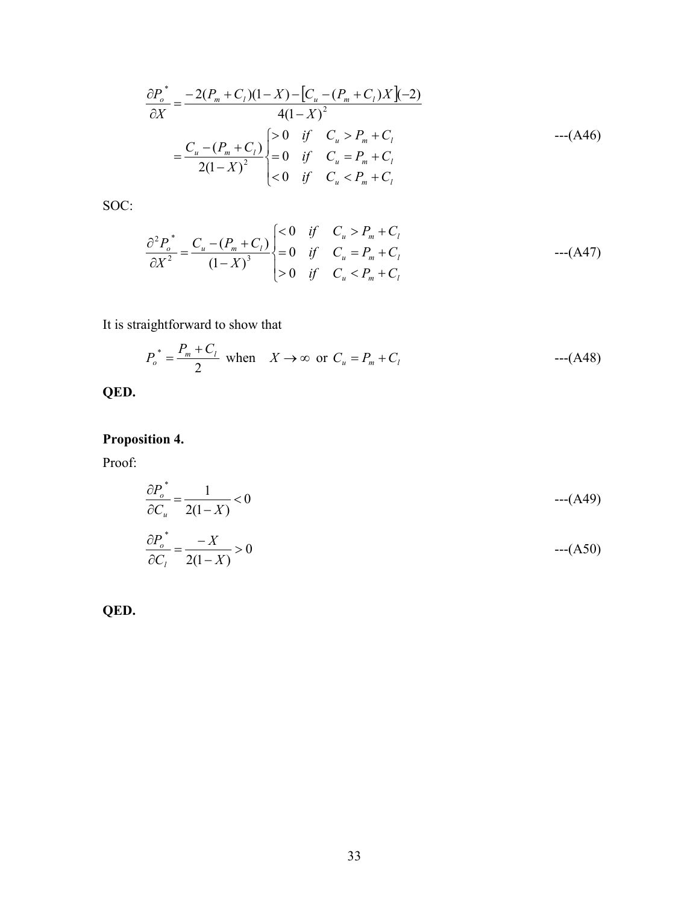$$\frac{\partial P_o^*}{\partial X} = \frac{-2(P_m + C_l)(1-X) - \left[C_u - (P_m + C_l)X\right](-2)}{4(1-X)^2}$$

$$= \frac{C_u - (P_m + C_l)}{2(1-X)^2} \begin{cases} > 0 & if \quad C_u > P_m + C_l \\ = 0 & if \quad C_u = P_m + C_l \\ < 0 & if \quad C_u < P_m + C_l \end{cases} \qquad \text{---(A46)}$$

SOC:

$$\frac{\partial^2 P_o^*}{\partial X^2} = \frac{C_u - (P_m + C_l)}{(1-X)^3} \begin{cases} < 0 & if \quad C_u > P_m + C_l \\ = 0 & if \quad C_u = P_m + C_l \\ > 0 & if \quad C_u < P_m + C_l \end{cases} \qquad \text{---(A47)}$$

It is straightforward to show that

$$P_o^* = \frac{P_m + C_l}{2} \text{ when } \quad X \to \infty \text{ or } C_u = P_m + C_l \qquad \text{---(A48)}$$

**QED.**

**Proposition 4.**

Proof:

$$\frac{\partial P_o^*}{\partial C_u} = \frac{1}{2(1-X)} < 0 \qquad \text{---(A49)}$$

$$\frac{\partial P_o^*}{\partial C_l} = \frac{-X}{2(1-X)} > 0 \qquad \text{---(A50)}$$

**QED.**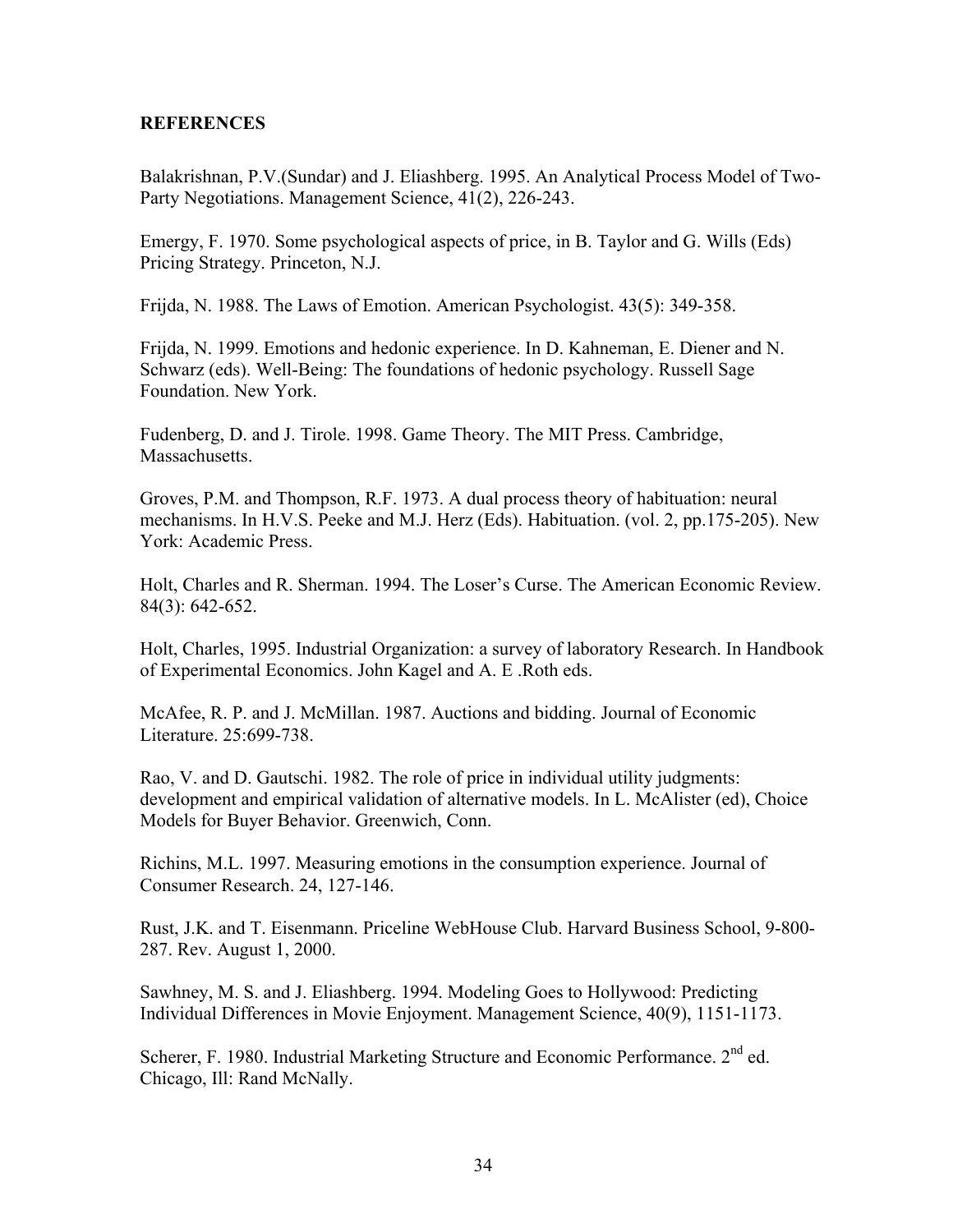## REFERENCES

Balakrishnan, P.V.(Sundar) and J. Eliashberg. 1995. An Analytical Process Model of Two-Party Negotiations. Management Science, 41(2), 226-243.

Emergy, F. 1970. Some psychological aspects of price, in B. Taylor and G. Wills (Eds) Pricing Strategy. Princeton, N.J.

Frijda, N. 1988. The Laws of Emotion. American Psychologist. 43(5): 349-358.

Frijda, N. 1999. Emotions and hedonic experience. In D. Kahneman, E. Diener and N. Schwarz (eds). Well-Being: The foundations of hedonic psychology. Russell Sage Foundation. New York.

Fudenberg, D. and J. Tirole. 1998. Game Theory. The MIT Press. Cambridge, Massachusetts.

Groves, P.M. and Thompson, R.F. 1973. A dual process theory of habituation: neural mechanisms. In H.V.S. Peeke and M.J. Herz (Eds). Habituation. (vol. 2, pp.175-205). New York: Academic Press.

Holt, Charles and R. Sherman. 1994. The Loser's Curse. The American Economic Review. 84(3): 642-652.

Holt, Charles, 1995. Industrial Organization: a survey of laboratory Research. In Handbook of Experimental Economics. John Kagel and A. E .Roth eds.

McAfee, R. P. and J. McMillan. 1987. Auctions and bidding. Journal of Economic Literature. 25:699-738.

Rao, V. and D. Gautschi. 1982. The role of price in individual utility judgments: development and empirical validation of alternative models. In L. McAlister (ed), Choice Models for Buyer Behavior. Greenwich, Conn.

Richins, M.L. 1997. Measuring emotions in the consumption experience. Journal of Consumer Research. 24, 127-146.

Rust, J.K. and T. Eisenmann. Priceline WebHouse Club. Harvard Business School, 9-800-287. Rev. August 1, 2000.

Sawhney, M. S. and J. Eliashberg. 1994. Modeling Goes to Hollywood: Predicting Individual Differences in Movie Enjoyment. Management Science, 40(9), 1151-1173.

Scherer, F. 1980. Industrial Marketing Structure and Economic Performance. 2nd ed. Chicago, Ill: Rand McNally.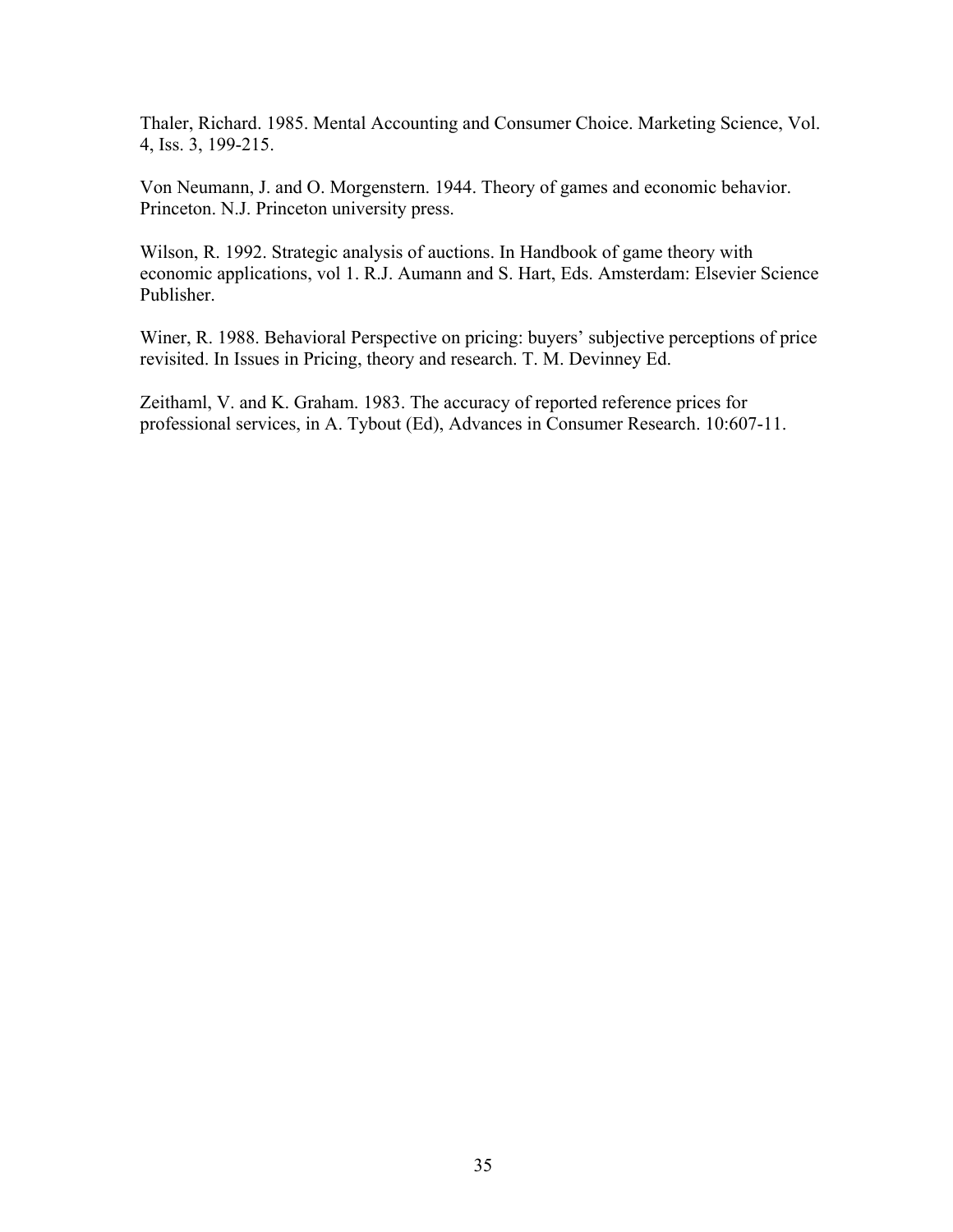Thaler, Richard. 1985. Mental Accounting and Consumer Choice. Marketing Science, Vol. 4, Iss. 3, 199-215.

Von Neumann, J. and O. Morgenstern. 1944. Theory of games and economic behavior. Princeton. N.J. Princeton university press.

Wilson, R. 1992. Strategic analysis of auctions. In Handbook of game theory with economic applications, vol 1. R.J. Aumann and S. Hart, Eds. Amsterdam: Elsevier Science Publisher.

Winer, R. 1988. Behavioral Perspective on pricing: buyers' subjective perceptions of price revisited. In Issues in Pricing, theory and research. T. M. Devinney Ed.

Zeithaml, V. and K. Graham. 1983. The accuracy of reported reference prices for professional services, in A. Tybout (Ed), Advances in Consumer Research. 10:607-11.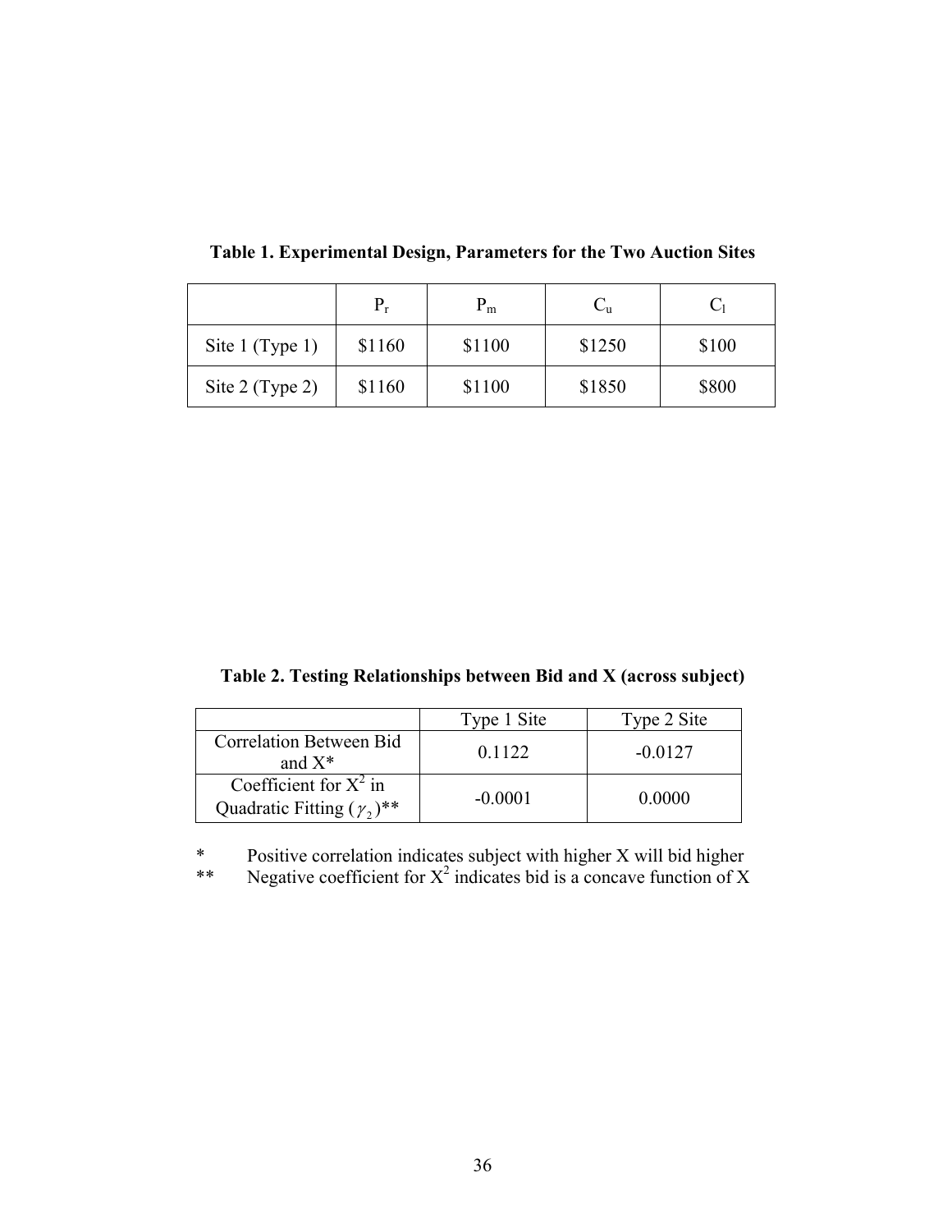**Table 1. Experimental Design, Parameters for the Two Auction Sites**

| | $P_r$ | $P_m$ | $C_u$ | $C_l$ |
|---|---|---|---|---|
| Site 1 (Type 1) | \$1160 | \$1100 | \$1250 | \$100 |
| Site 2 (Type 2) | \$1160 | \$1100 | \$1850 | \$800 |

**Table 2. Testing Relationships between Bid and X (across subject)**

| | Type 1 Site | Type 2 Site |
|---|---|---|
| Correlation Between Bid and X* | 0.1122 | -0.0127 |
| Coefficient for $X^2$ in Quadratic Fitting ($\gamma_2$)** | -0.0001 | 0.0000 |

\* Positive correlation indicates subject with higher X will bid higher

\*\* Negative coefficient for $X^2$ indicates bid is a concave function of X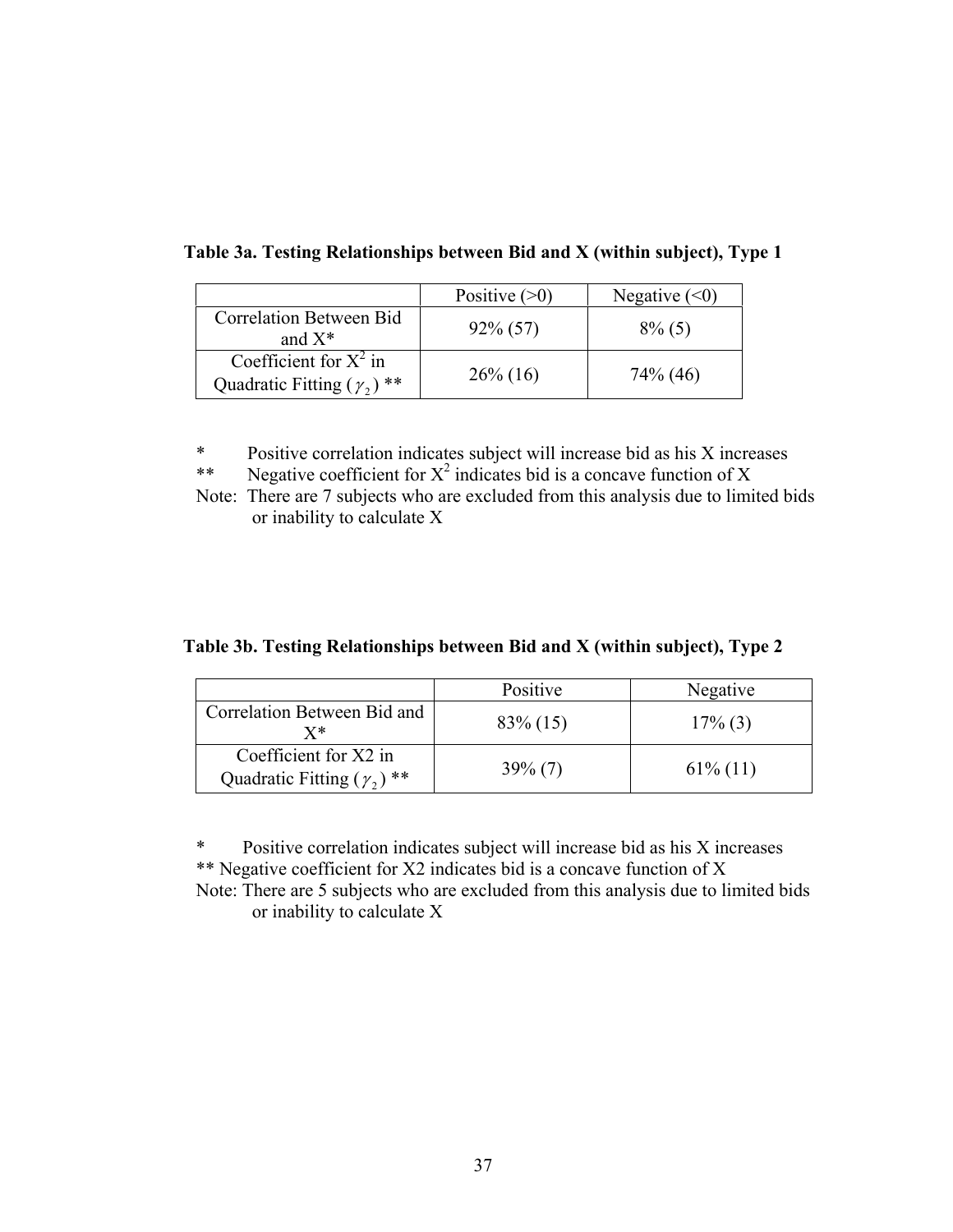**Table 3a. Testing Relationships between Bid and X (within subject), Type 1**

| | Positive (>0) | Negative (<0) |
|---|---|---|
| Correlation Between Bid and X* | 92% (57) | 8% (5) |
| Coefficient for $X^2$ in Quadratic Fitting ($\gamma_2$) ** | 26% (16) | 74% (46) |

\* Positive correlation indicates subject will increase bid as his X increases

\*\* Negative coefficient for $X^2$ indicates bid is a concave function of X

Note: There are 7 subjects who are excluded from this analysis due to limited bids or inability to calculate X

**Table 3b. Testing Relationships between Bid and X (within subject), Type 2**

| | Positive | Negative |
|---|---|---|
| Correlation Between Bid and X* | 83% (15) | 17% (3) |
| Coefficient for X2 in Quadratic Fitting ($\gamma_2$) ** | 39% (7) | 61% (11) |

\* Positive correlation indicates subject will increase bid as his X increases

\*\* Negative coefficient for X2 indicates bid is a concave function of X

Note: There are 5 subjects who are excluded from this analysis due to limited bids or inability to calculate X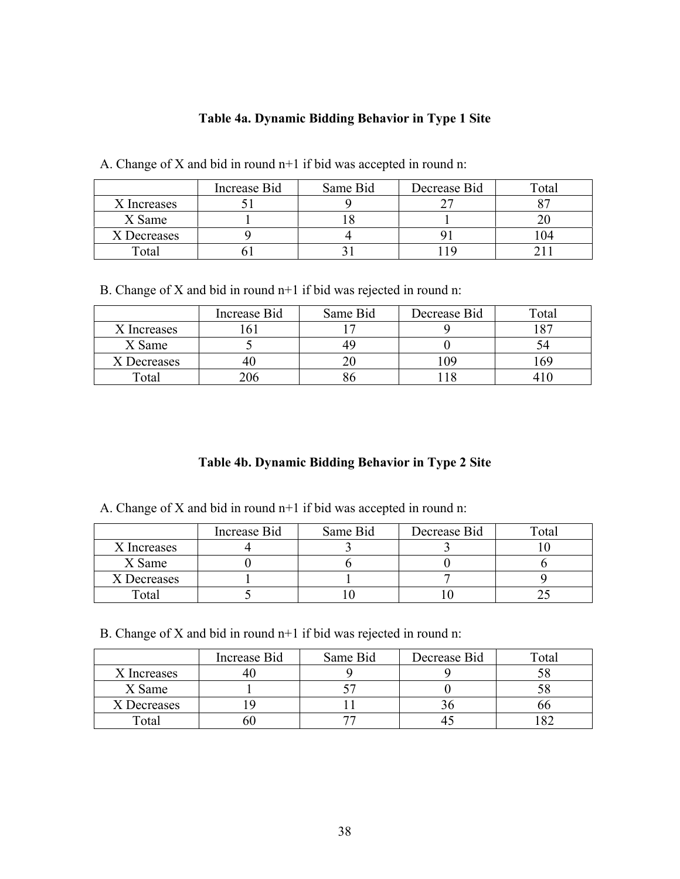### Table 4a. Dynamic Bidding Behavior in Type 1 Site

A. Change of X and bid in round n+1 if bid was accepted in round n:

| | Increase Bid | Same Bid | Decrease Bid | Total |
|---|---|---|---|---|
| X Increases | 51 | 9 | 27 | 87 |
| X Same | 1 | 18 | 1 | 20 |
| X Decreases | 9 | 4 | 91 | 104 |
| Total | 61 | 31 | 119 | 211 |

B. Change of X and bid in round n+1 if bid was rejected in round n:

| | Increase Bid | Same Bid | Decrease Bid | Total |
|---|---|---|---|---|
| X Increases | 161 | 17 | 9 | 187 |
| X Same | 5 | 49 | 0 | 54 |
| X Decreases | 40 | 20 | 109 | 169 |
| Total | 206 | 86 | 118 | 410 |

### Table 4b. Dynamic Bidding Behavior in Type 2 Site

A. Change of X and bid in round n+1 if bid was accepted in round n:

| | Increase Bid | Same Bid | Decrease Bid | Total |
|---|---|---|---|---|
| X Increases | 4 | 3 | 3 | 10 |
| X Same | 0 | 6 | 0 | 6 |
| X Decreases | 1 | 1 | 7 | 9 |
| Total | 5 | 10 | 10 | 25 |

B. Change of X and bid in round n+1 if bid was rejected in round n:

| | Increase Bid | Same Bid | Decrease Bid | Total |
|---|---|---|---|---|
| X Increases | 40 | 9 | 9 | 58 |
| X Same | 1 | 57 | 0 | 58 |
| X Decreases | 19 | 11 | 36 | 66 |
| Total | 60 | 77 | 45 | 182 |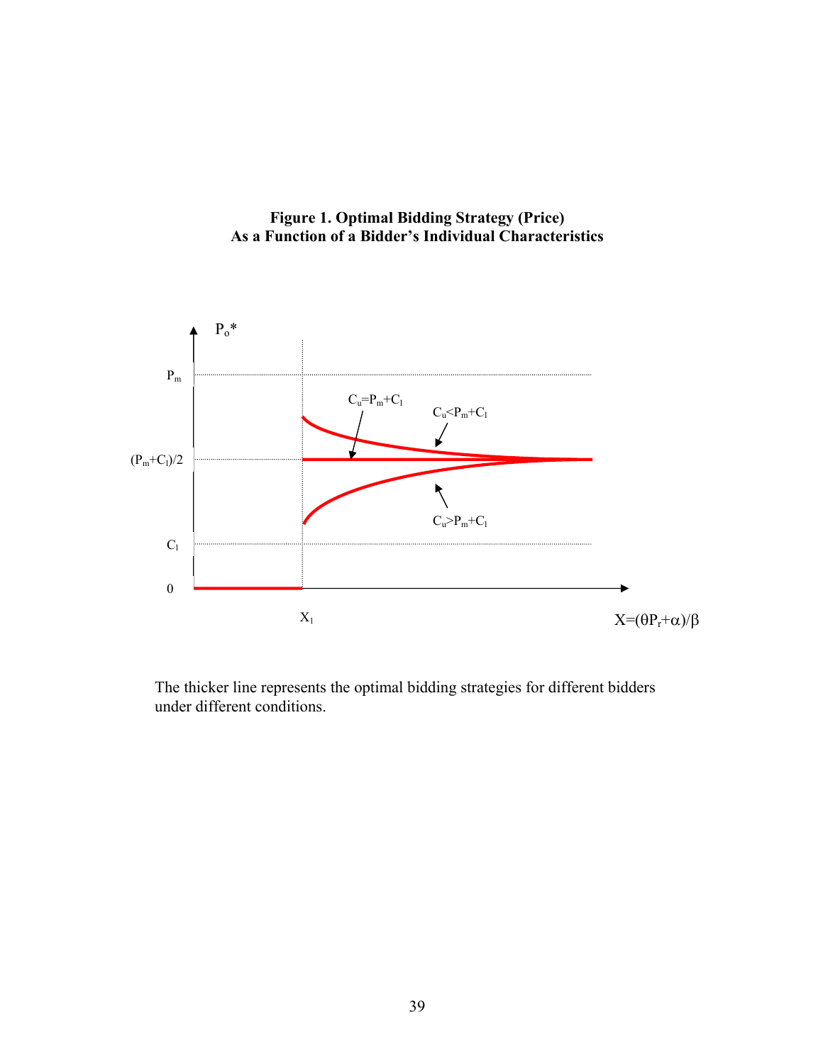**Figure 1. Optimal Bidding Strategy (Price)**
**As a Function of a Bidder's Individual Characteristics**

The thicker line represents the optimal bidding strategies for different bidders under different conditions.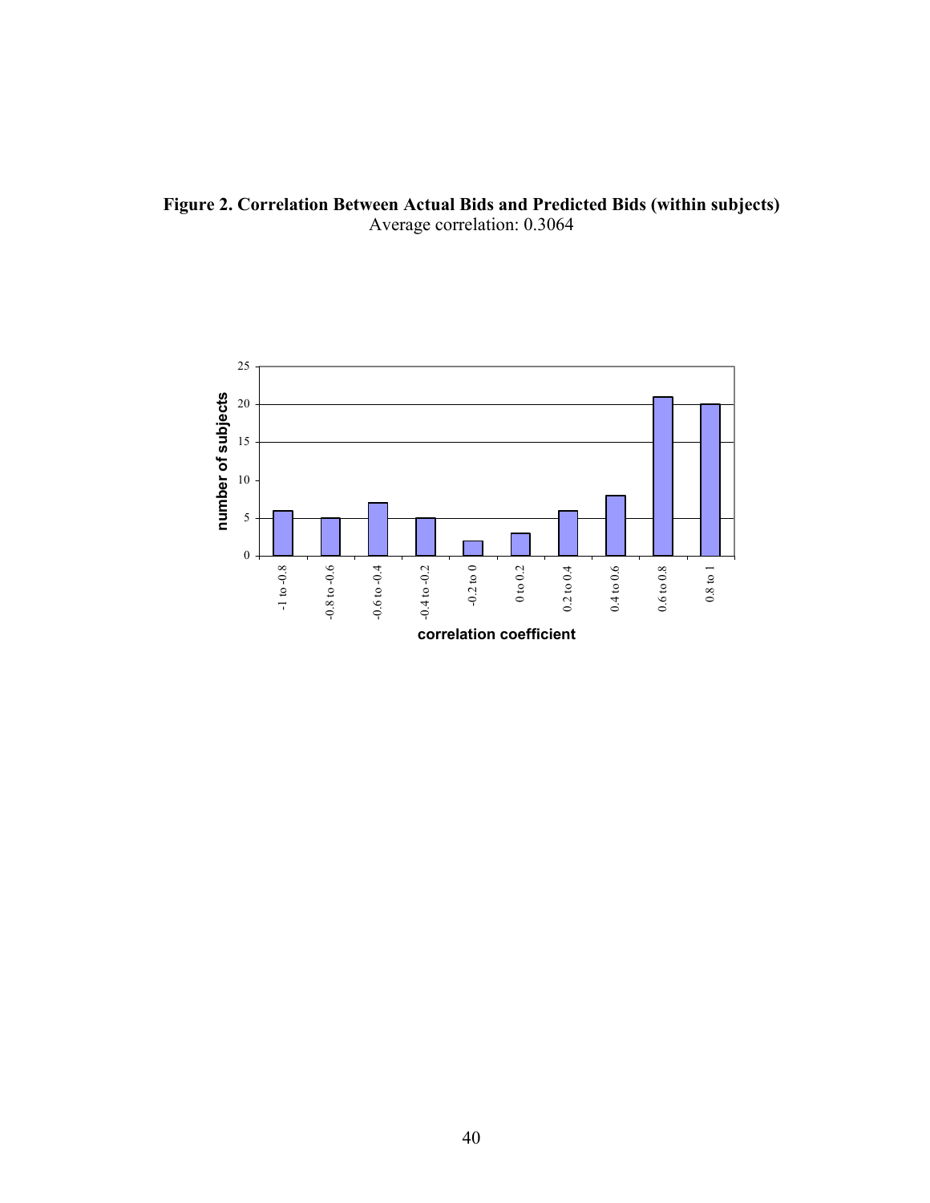**Figure 2. Correlation Between Actual Bids and Predicted Bids (within subjects)**
Average correlation: 0.3064

| correlation coefficient | number of subjects |
|---|---|
| -1 to -0.8 | 6 |
| -0.8 to -0.6 | 5 |
| -0.6 to -0.4 | 7 |
| -0.4 to -0.2 | 5 |
| -0.2 to 0 | 2 |
| 0 to 0.2 | 3 |
| 0.2 to 0.4 | 6 |
| 0.4 to 0.6 | 8 |
| 0.6 to 0.8 | 21 |
| 0.8 to 1 | 20 |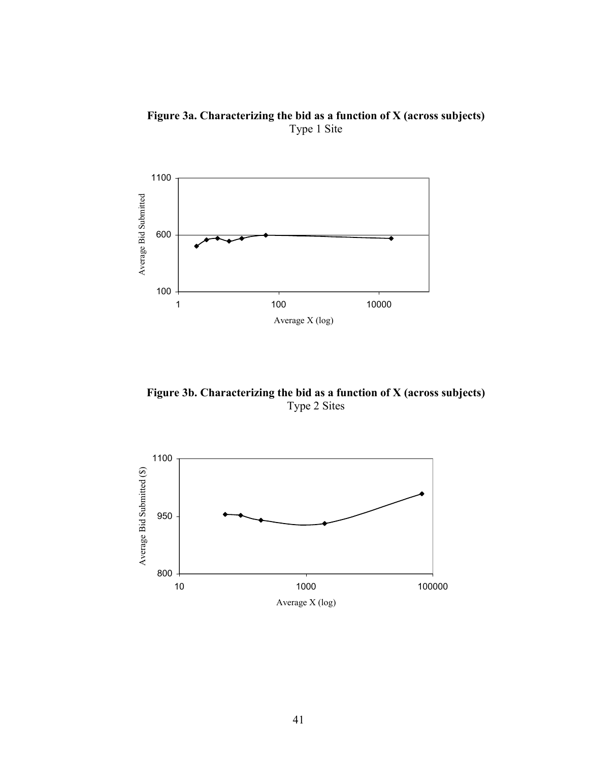**Figure 3a. Characterizing the bid as a function of X (across subjects)**
Type 1 Site

**Figure 3b. Characterizing the bid as a function of X (across subjects)**
Type 2 Sites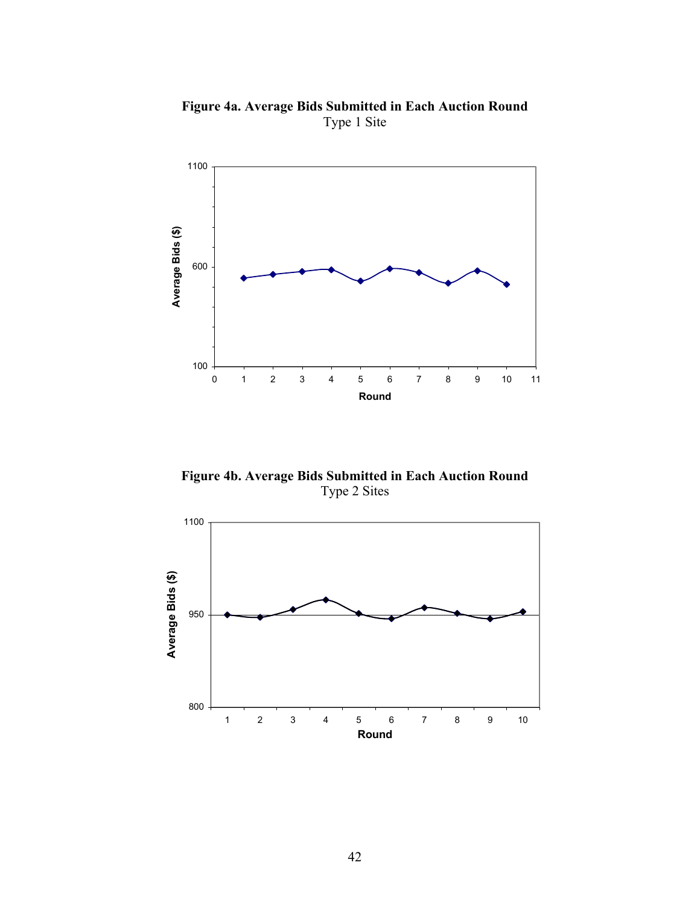**Figure 4a. Average Bids Submitted in Each Auction Round**
Type 1 Site

**Figure 4b. Average Bids Submitted in Each Auction Round**
Type 2 Sites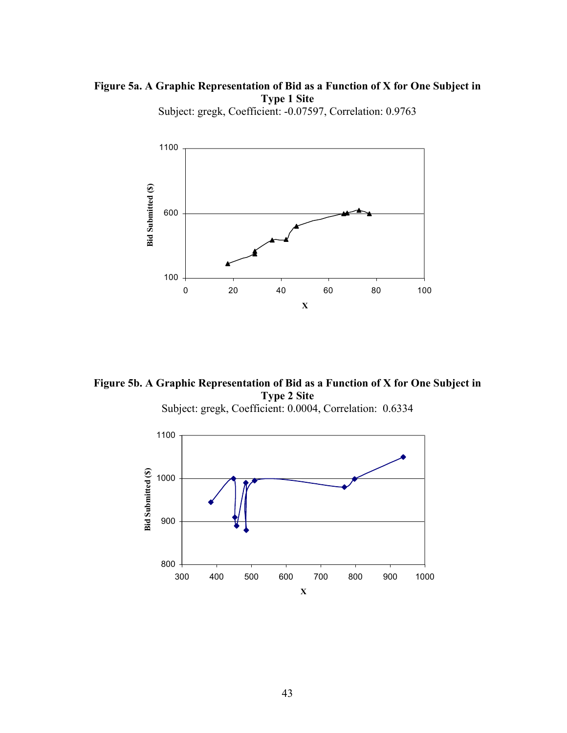**Figure 5a. A Graphic Representation of Bid as a Function of X for One Subject in Type 1 Site**

Subject: gregk, Coefficient: -0.07597, Correlation: 0.9763

Bid Submitted ($)

1100

600

100

0 20 40 60 80 100

X

**Figure 5b. A Graphic Representation of Bid as a Function of X for One Subject in Type 2 Site**

Subject: gregk, Coefficient: 0.0004, Correlation: 0.6334

Bid Submitted ($)

1100

1000

900

800

300 400 500 600 700 800 900 1000

X